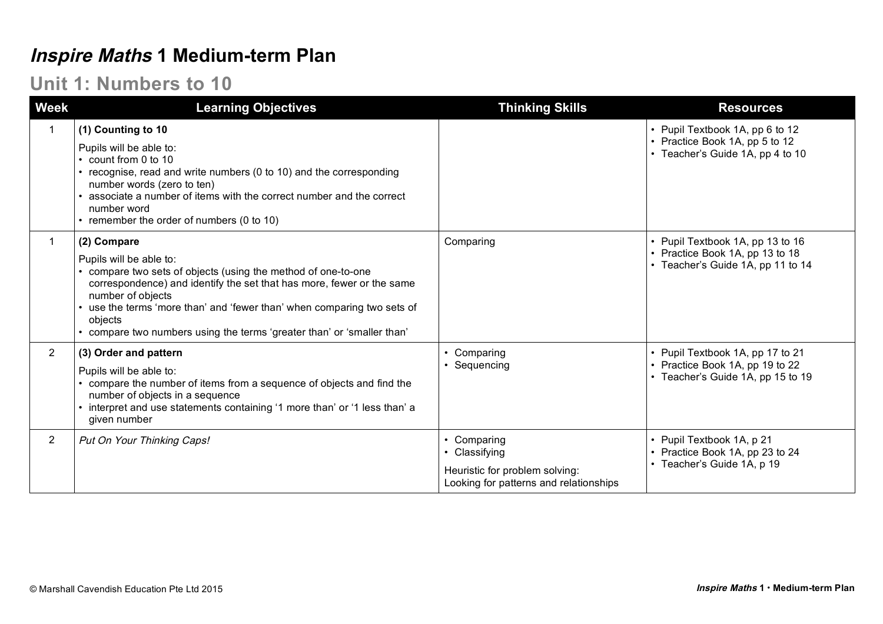# *Inspire Maths* 1 Medium-term Plan

## Unit 1: Numbers to 10

| Week | Learning Objectives | Thinking Skills | Resources |
|---|---|---|---|
| 1 | **(1) Counting to 10**<br><br>Pupils will be able to:<br>• count from 0 to 10<br>• recognise, read and write numbers (0 to 10) and the corresponding number words (zero to ten)<br>• associate a number of items with the correct number and the correct number word<br>• remember the order of numbers (0 to 10) | | • Pupil Textbook 1A, pp 6 to 12<br>• Practice Book 1A, pp 5 to 12<br>• Teacher's Guide 1A, pp 4 to 10 |
| 1 | **(2) Compare**<br><br>Pupils will be able to:<br>• compare two sets of objects (using the method of one-to-one correspondence) and identify the set that has more, fewer or the same number of objects<br>• use the terms 'more than' and 'fewer than' when comparing two sets of objects<br>• compare two numbers using the terms 'greater than' or 'smaller than' | Comparing | • Pupil Textbook 1A, pp 13 to 16<br>• Practice Book 1A, pp 13 to 18<br>• Teacher's Guide 1A, pp 11 to 14 |
| 2 | **(3) Order and pattern**<br><br>Pupils will be able to:<br>• compare the number of items from a sequence of objects and find the number of objects in a sequence<br>• interpret and use statements containing '1 more than' or '1 less than' a given number | • Comparing<br>• Sequencing | • Pupil Textbook 1A, pp 17 to 21<br>• Practice Book 1A, pp 19 to 22<br>• Teacher's Guide 1A, pp 15 to 19 |
| 2 | *Put On Your Thinking Caps!* | • Comparing<br>• Classifying<br><br>Heuristic for problem solving:<br>Looking for patterns and relationships | • Pupil Textbook 1A, p 21<br>• Practice Book 1A, pp 23 to 24<br>• Teacher's Guide 1A, p 19 |

© Marshall Cavendish Education Pte Ltd 2015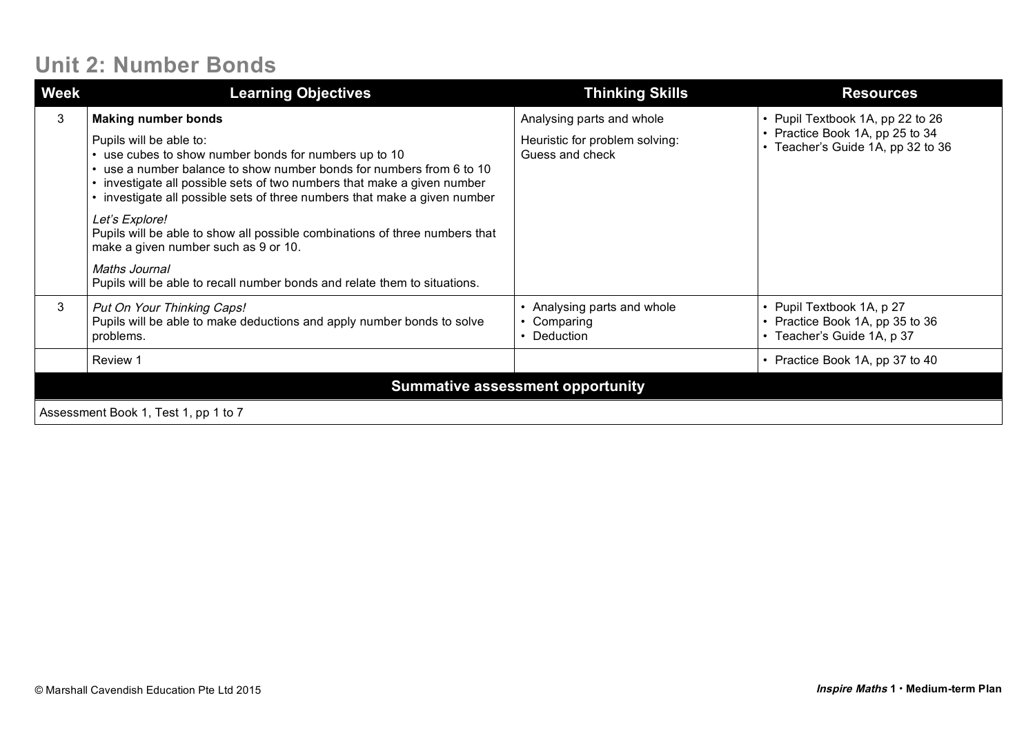# Unit 2: Number Bonds

| Week | Learning Objectives | Thinking Skills | Resources |
|---|---|---|---|
| 3 | **Making number bonds**<br><br>Pupils will be able to:<br>• use cubes to show number bonds for numbers up to 10<br>• use a number balance to show number bonds for numbers from 6 to 10<br>• investigate all possible sets of two numbers that make a given number<br>• investigate all possible sets of three numbers that make a given number<br><br>*Let's Explore!*<br>Pupils will be able to show all possible combinations of three numbers that make a given number such as 9 or 10.<br><br>*Maths Journal*<br>Pupils will be able to recall number bonds and relate them to situations. | Analysing parts and whole<br><br>Heuristic for problem solving:<br>Guess and check | • Pupil Textbook 1A, pp 22 to 26<br>• Practice Book 1A, pp 25 to 34<br>• Teacher's Guide 1A, pp 32 to 36 |
| 3 | *Put On Your Thinking Caps!*<br>Pupils will be able to make deductions and apply number bonds to solve problems. | • Analysing parts and whole<br>• Comparing<br>• Deduction | • Pupil Textbook 1A, p 27<br>• Practice Book 1A, pp 35 to 36<br>• Teacher's Guide 1A, p 37 |
| | Review 1 | | • Practice Book 1A, pp 37 to 40 |
| **Summative assessment opportunity** | | | |
| Assessment Book 1, Test 1, pp 1 to 7 | | | |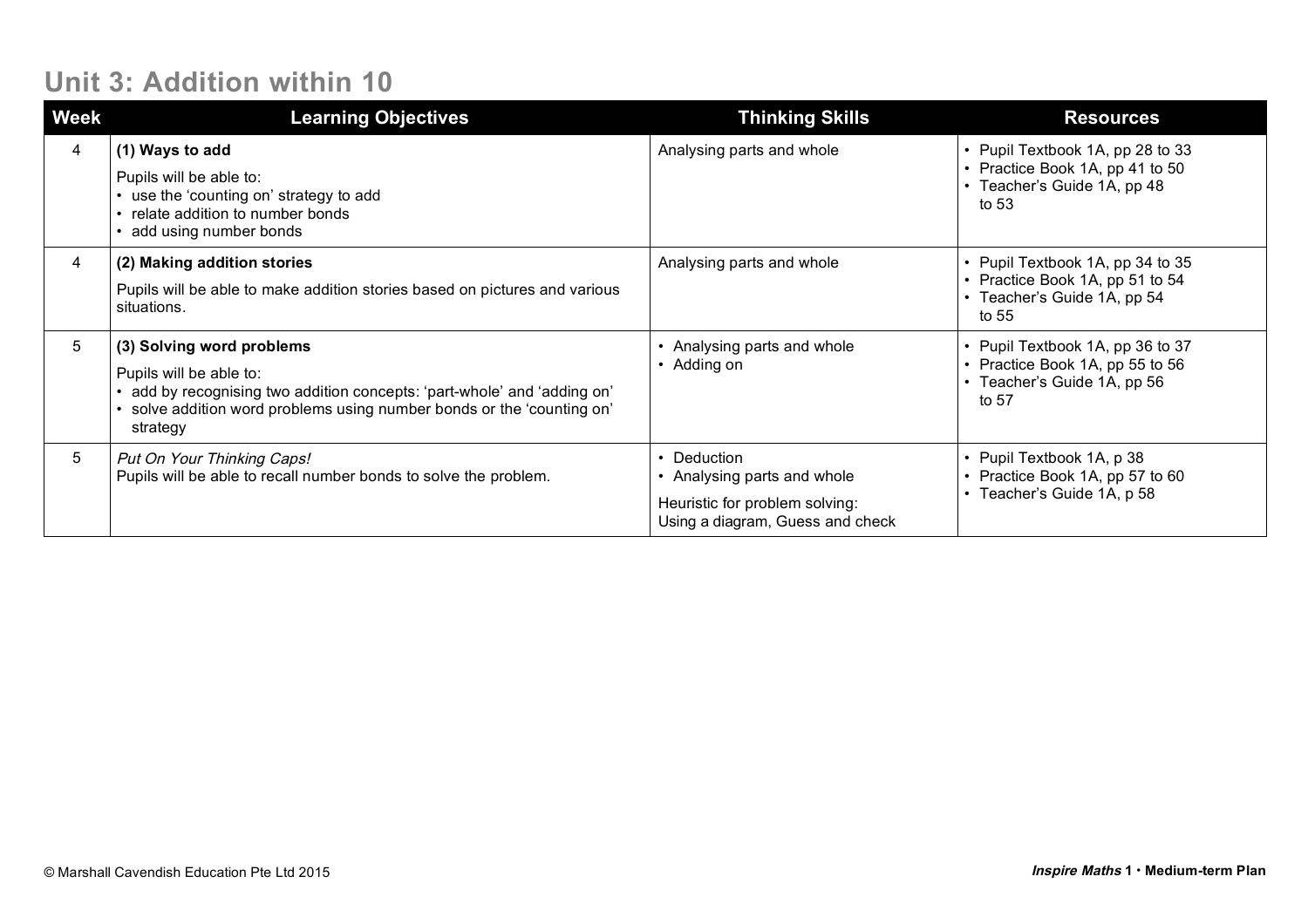## Unit 3: Addition within 10

| Week | Learning Objectives | Thinking Skills | Resources |
|---|---|---|---|
| 4 | **(1) Ways to add**<br><br>Pupils will be able to:<br>• use the 'counting on' strategy to add<br>• relate addition to number bonds<br>• add using number bonds | Analysing parts and whole | • Pupil Textbook 1A, pp 28 to 33<br>• Practice Book 1A, pp 41 to 50<br>• Teacher's Guide 1A, pp 48 to 53 |
| 4 | **(2) Making addition stories**<br><br>Pupils will be able to make addition stories based on pictures and various situations. | Analysing parts and whole | • Pupil Textbook 1A, pp 34 to 35<br>• Practice Book 1A, pp 51 to 54<br>• Teacher's Guide 1A, pp 54 to 55 |
| 5 | **(3) Solving word problems**<br><br>Pupils will be able to:<br>• add by recognising two addition concepts: 'part-whole' and 'adding on'<br>• solve addition word problems using number bonds or the 'counting on' strategy | • Analysing parts and whole<br>• Adding on | • Pupil Textbook 1A, pp 36 to 37<br>• Practice Book 1A, pp 55 to 56<br>• Teacher's Guide 1A, pp 56 to 57 |
| 5 | *Put On Your Thinking Caps!*<br>Pupils will be able to recall number bonds to solve the problem. | • Deduction<br>• Analysing parts and whole<br><br>Heuristic for problem solving:<br>Using a diagram, Guess and check | • Pupil Textbook 1A, p 38<br>• Practice Book 1A, pp 57 to 60<br>• Teacher's Guide 1A, p 58 |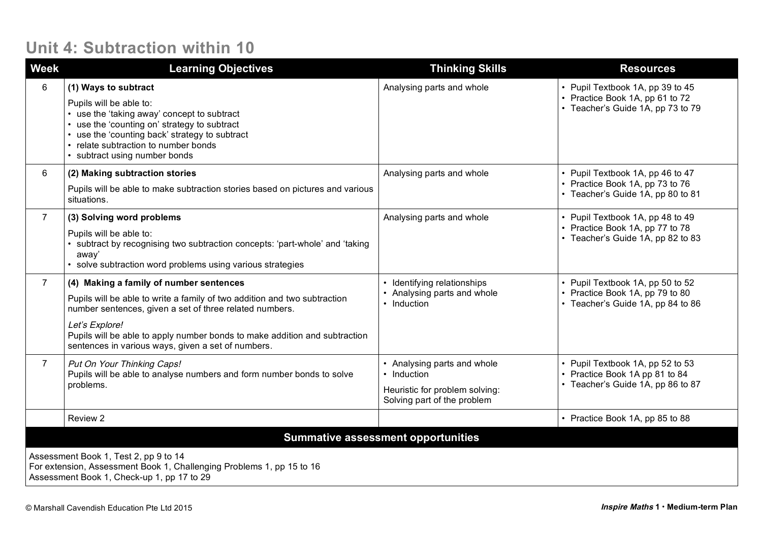## Unit 4: Subtraction within 10

| Week | Learning Objectives | Thinking Skills | Resources |
|---|---|---|---|
| 6 | **(1) Ways to subtract**<br>Pupils will be able to:<br>• use the 'taking away' concept to subtract<br>• use the 'counting on' strategy to subtract<br>• use the 'counting back' strategy to subtract<br>• relate subtraction to number bonds<br>• subtract using number bonds | Analysing parts and whole | • Pupil Textbook 1A, pp 39 to 45<br>• Practice Book 1A, pp 61 to 72<br>• Teacher's Guide 1A, pp 73 to 79 |
| 6 | **(2) Making subtraction stories**<br>Pupils will be able to make subtraction stories based on pictures and various situations. | Analysing parts and whole | • Pupil Textbook 1A, pp 46 to 47<br>• Practice Book 1A, pp 73 to 76<br>• Teacher's Guide 1A, pp 80 to 81 |
| 7 | **(3) Solving word problems**<br>Pupils will be able to:<br>• subtract by recognising two subtraction concepts: 'part-whole' and 'taking away'<br>• solve subtraction word problems using various strategies | Analysing parts and whole | • Pupil Textbook 1A, pp 48 to 49<br>• Practice Book 1A, pp 77 to 78<br>• Teacher's Guide 1A, pp 82 to 83 |
| 7 | **(4) Making a family of number sentences**<br>Pupils will be able to write a family of two addition and two subtraction number sentences, given a set of three related numbers.<br>*Let's Explore!*<br>Pupils will be able to apply number bonds to make addition and subtraction sentences in various ways, given a set of numbers. | • Identifying relationships<br>• Analysing parts and whole<br>• Induction | • Pupil Textbook 1A, pp 50 to 52<br>• Practice Book 1A, pp 79 to 80<br>• Teacher's Guide 1A, pp 84 to 86 |
| 7 | *Put On Your Thinking Caps!*<br>Pupils will be able to analyse numbers and form number bonds to solve problems. | • Analysing parts and whole<br>• Induction<br>Heuristic for problem solving:<br>Solving part of the problem | • Pupil Textbook 1A, pp 52 to 53<br>• Practice Book 1A pp 81 to 84<br>• Teacher's Guide 1A, pp 86 to 87 |
| | Review 2 | | • Practice Book 1A, pp 85 to 88 |

**Summative assessment opportunities**

Assessment Book 1, Test 2, pp 9 to 14
For extension, Assessment Book 1, Challenging Problems 1, pp 15 to 16
Assessment Book 1, Check-up 1, pp 17 to 29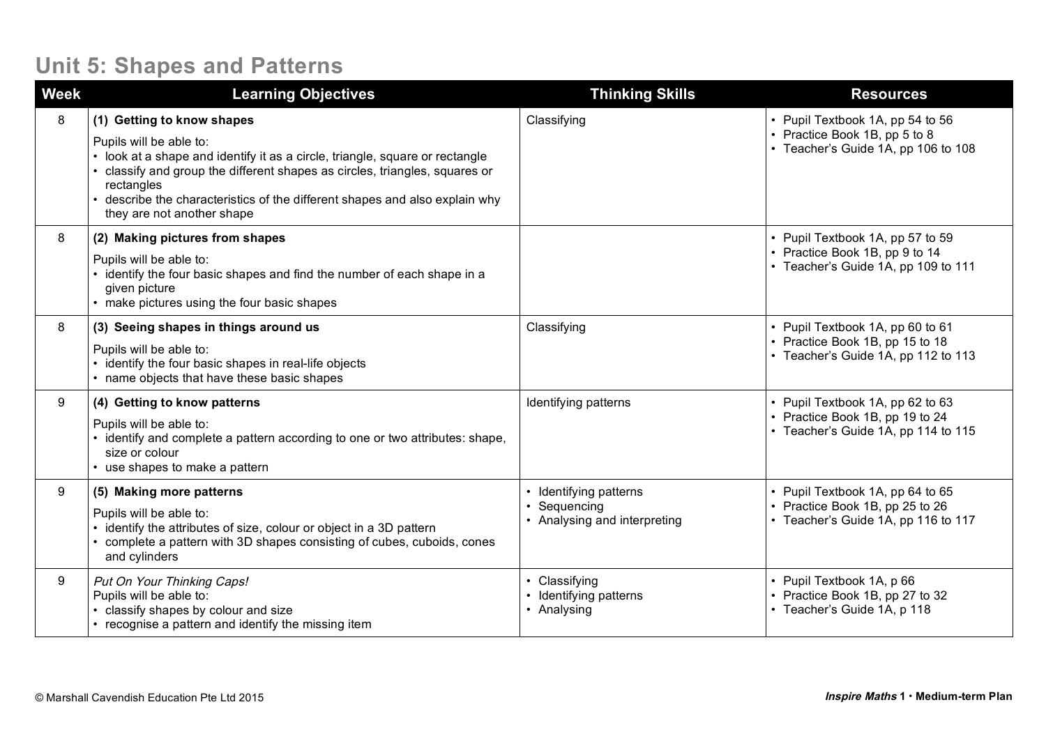## Unit 5: Shapes and Patterns

| Week | Learning Objectives | Thinking Skills | Resources |
|---|---|---|---|
| 8 | **(1) Getting to know shapes**<br>Pupils will be able to:<br>• look at a shape and identify it as a circle, triangle, square or rectangle<br>• classify and group the different shapes as circles, triangles, squares or rectangles<br>• describe the characteristics of the different shapes and also explain why they are not another shape | Classifying | • Pupil Textbook 1A, pp 54 to 56<br>• Practice Book 1B, pp 5 to 8<br>• Teacher's Guide 1A, pp 106 to 108 |
| 8 | **(2) Making pictures from shapes**<br>Pupils will be able to:<br>• identify the four basic shapes and find the number of each shape in a given picture<br>• make pictures using the four basic shapes | | • Pupil Textbook 1A, pp 57 to 59<br>• Practice Book 1B, pp 9 to 14<br>• Teacher's Guide 1A, pp 109 to 111 |
| 8 | **(3) Seeing shapes in things around us**<br>Pupils will be able to:<br>• identify the four basic shapes in real-life objects<br>• name objects that have these basic shapes | Classifying | • Pupil Textbook 1A, pp 60 to 61<br>• Practice Book 1B, pp 15 to 18<br>• Teacher's Guide 1A, pp 112 to 113 |
| 9 | **(4) Getting to know patterns**<br>Pupils will be able to:<br>• identify and complete a pattern according to one or two attributes: shape, size or colour<br>• use shapes to make a pattern | Identifying patterns | • Pupil Textbook 1A, pp 62 to 63<br>• Practice Book 1B, pp 19 to 24<br>• Teacher's Guide 1A, pp 114 to 115 |
| 9 | **(5) Making more patterns**<br>Pupils will be able to:<br>• identify the attributes of size, colour or object in a 3D pattern<br>• complete a pattern with 3D shapes consisting of cubes, cuboids, cones and cylinders | • Identifying patterns<br>• Sequencing<br>• Analysing and interpreting | • Pupil Textbook 1A, pp 64 to 65<br>• Practice Book 1B, pp 25 to 26<br>• Teacher's Guide 1A, pp 116 to 117 |
| 9 | *Put On Your Thinking Caps!*<br>Pupils will be able to:<br>• classify shapes by colour and size<br>• recognise a pattern and identify the missing item | • Classifying<br>• Identifying patterns<br>• Analysing | • Pupil Textbook 1A, p 66<br>• Practice Book 1B, pp 27 to 32<br>• Teacher's Guide 1A, p 118 |

© Marshall Cavendish Education Pte Ltd 2015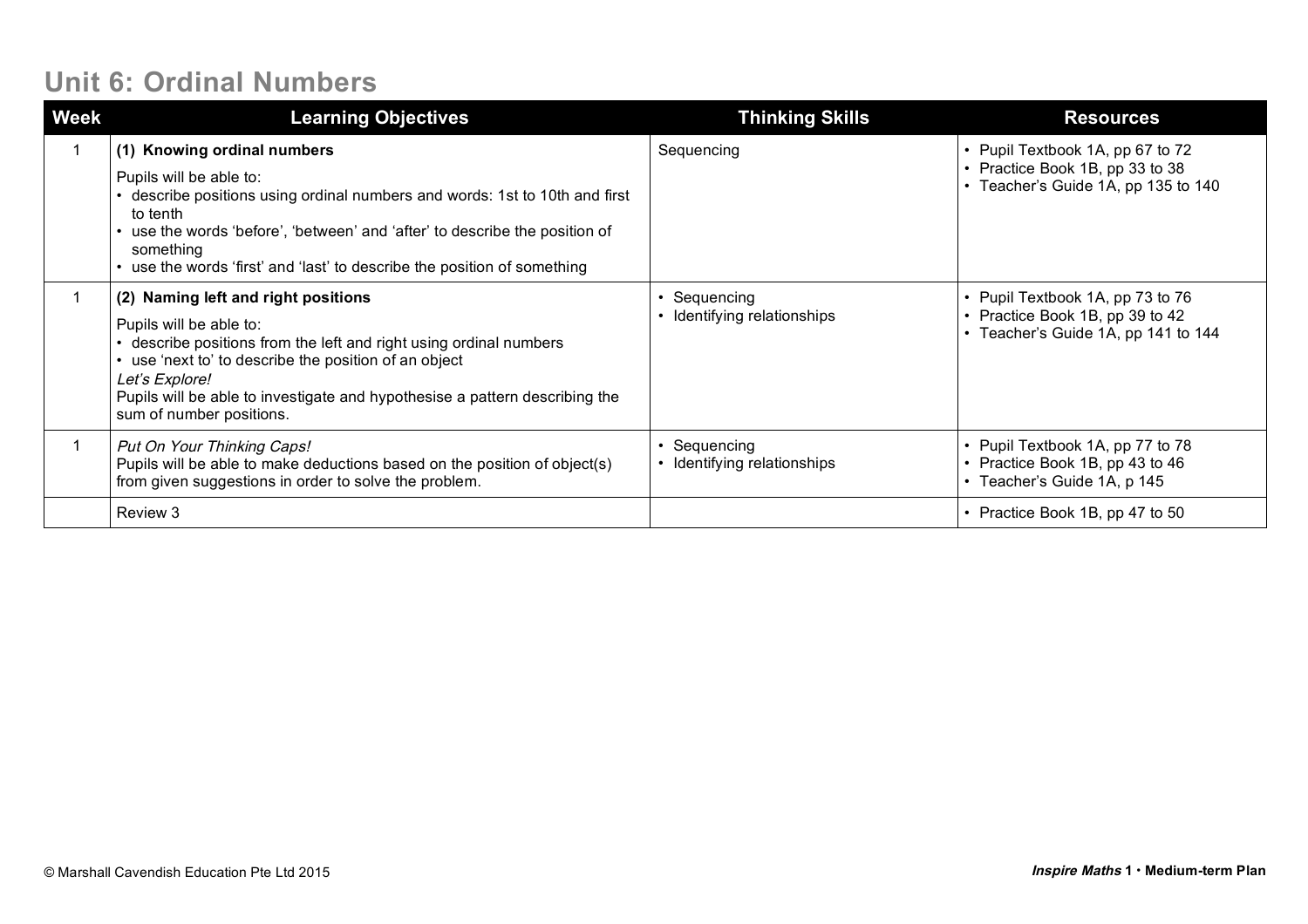# Unit 6: Ordinal Numbers

| Week | Learning Objectives | Thinking Skills | Resources |
|---|---|---|---|
| 1 | **(1) Knowing ordinal numbers**<br>Pupils will be able to:<br>• describe positions using ordinal numbers and words: 1st to 10th and first to tenth<br>• use the words 'before', 'between' and 'after' to describe the position of something<br>• use the words 'first' and 'last' to describe the position of something | Sequencing | • Pupil Textbook 1A, pp 67 to 72<br>• Practice Book 1B, pp 33 to 38<br>• Teacher's Guide 1A, pp 135 to 140 |
| 1 | **(2) Naming left and right positions**<br>Pupils will be able to:<br>• describe positions from the left and right using ordinal numbers<br>• use 'next to' to describe the position of an object<br>*Let's Explore!*<br>Pupils will be able to investigate and hypothesise a pattern describing the sum of number positions. | • Sequencing<br>• Identifying relationships | • Pupil Textbook 1A, pp 73 to 76<br>• Practice Book 1B, pp 39 to 42<br>• Teacher's Guide 1A, pp 141 to 144 |
| 1 | *Put On Your Thinking Caps!*<br>Pupils will be able to make deductions based on the position of object(s) from given suggestions in order to solve the problem. | • Sequencing<br>• Identifying relationships | • Pupil Textbook 1A, pp 77 to 78<br>• Practice Book 1B, pp 43 to 46<br>• Teacher's Guide 1A, p 145 |
| | Review 3 | | • Practice Book 1B, pp 47 to 50 |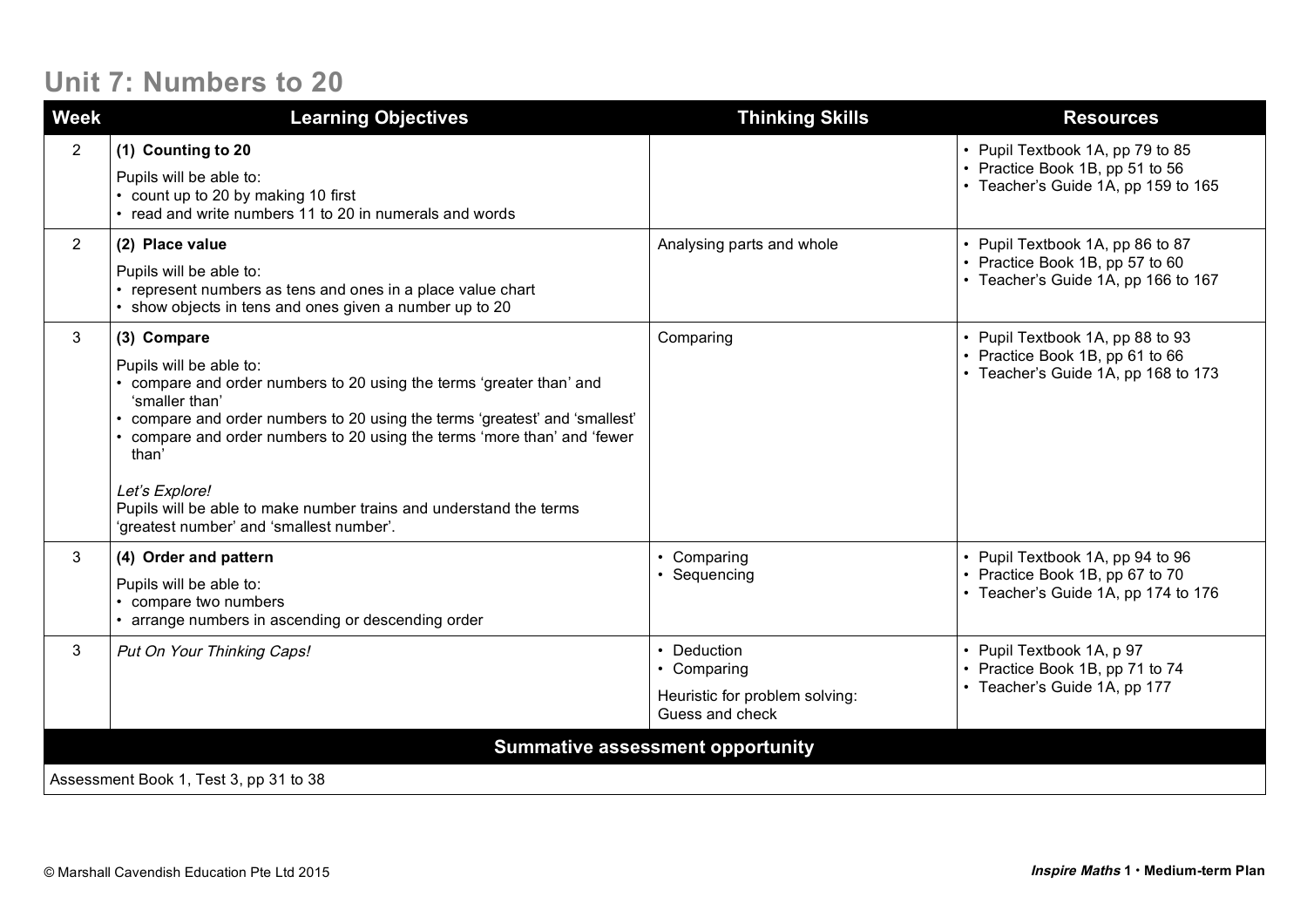# Unit 7: Numbers to 20

| Week | Learning Objectives | Thinking Skills | Resources |
| --- | --- | --- | --- |
| 2 | **(1) Counting to 20**<br>Pupils will be able to:<br>• count up to 20 by making 10 first<br>• read and write numbers 11 to 20 in numerals and words | | • Pupil Textbook 1A, pp 79 to 85<br>• Practice Book 1B, pp 51 to 56<br>• Teacher's Guide 1A, pp 159 to 165 |
| 2 | **(2) Place value**<br>Pupils will be able to:<br>• represent numbers as tens and ones in a place value chart<br>• show objects in tens and ones given a number up to 20 | Analysing parts and whole | • Pupil Textbook 1A, pp 86 to 87<br>• Practice Book 1B, pp 57 to 60<br>• Teacher's Guide 1A, pp 166 to 167 |
| 3 | **(3) Compare**<br>Pupils will be able to:<br>• compare and order numbers to 20 using the terms 'greater than' and 'smaller than'<br>• compare and order numbers to 20 using the terms 'greatest' and 'smallest'<br>• compare and order numbers to 20 using the terms 'more than' and 'fewer than'<br><br>*Let's Explore!*<br>Pupils will be able to make number trains and understand the terms 'greatest number' and 'smallest number'. | Comparing | • Pupil Textbook 1A, pp 88 to 93<br>• Practice Book 1B, pp 61 to 66<br>• Teacher's Guide 1A, pp 168 to 173 |
| 3 | **(4) Order and pattern**<br>Pupils will be able to:<br>• compare two numbers<br>• arrange numbers in ascending or descending order | • Comparing<br>• Sequencing | • Pupil Textbook 1A, pp 94 to 96<br>• Practice Book 1B, pp 67 to 70<br>• Teacher's Guide 1A, pp 174 to 176 |
| 3 | *Put On Your Thinking Caps!* | • Deduction<br>• Comparing<br><br>Heuristic for problem solving:<br>Guess and check | • Pupil Textbook 1A, p 97<br>• Practice Book 1B, pp 71 to 74<br>• Teacher's Guide 1A, pp 177 |
| **Summative assessment opportunity** | | | |
| Assessment Book 1, Test 3, pp 31 to 38 | | | |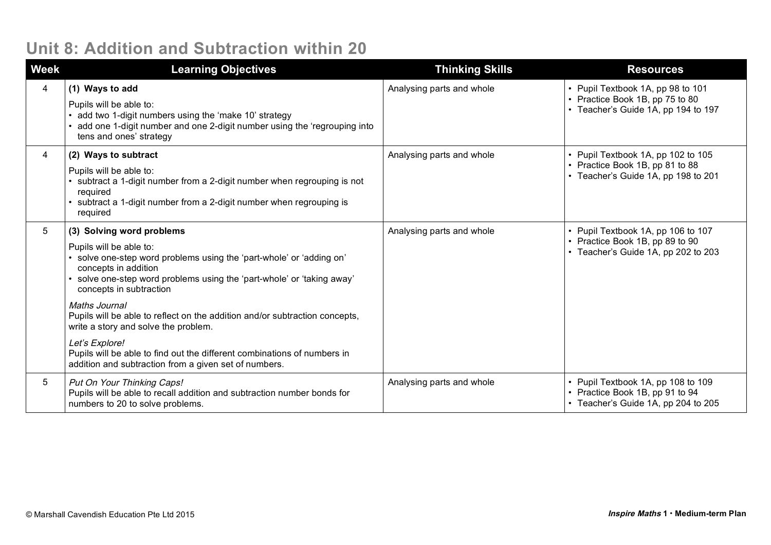# Unit 8: Addition and Subtraction within 20

| Week | Learning Objectives | Thinking Skills | Resources |
|---|---|---|---|
| 4 | **(1) Ways to add**<br>Pupils will be able to:<br>• add two 1-digit numbers using the 'make 10' strategy<br>• add one 1-digit number and one 2-digit number using the 'regrouping into tens and ones' strategy | Analysing parts and whole | • Pupil Textbook 1A, pp 98 to 101<br>• Practice Book 1B, pp 75 to 80<br>• Teacher's Guide 1A, pp 194 to 197 |
| 4 | **(2) Ways to subtract**<br>Pupils will be able to:<br>• subtract a 1-digit number from a 2-digit number when regrouping is not required<br>• subtract a 1-digit number from a 2-digit number when regrouping is required | Analysing parts and whole | • Pupil Textbook 1A, pp 102 to 105<br>• Practice Book 1B, pp 81 to 88<br>• Teacher's Guide 1A, pp 198 to 201 |
| 5 | **(3) Solving word problems**<br>Pupils will be able to:<br>• solve one-step word problems using the 'part-whole' or 'adding on' concepts in addition<br>• solve one-step word problems using the 'part-whole' or 'taking away' concepts in subtraction<br>*Maths Journal*<br>Pupils will be able to reflect on the addition and/or subtraction concepts, write a story and solve the problem.<br>*Let's Explore!*<br>Pupils will be able to find out the different combinations of numbers in addition and subtraction from a given set of numbers. | Analysing parts and whole | • Pupil Textbook 1A, pp 106 to 107<br>• Practice Book 1B, pp 89 to 90<br>• Teacher's Guide 1A, pp 202 to 203 |
| 5 | *Put On Your Thinking Caps!*<br>Pupils will be able to recall addition and subtraction number bonds for numbers to 20 to solve problems. | Analysing parts and whole | • Pupil Textbook 1A, pp 108 to 109<br>• Practice Book 1B, pp 91 to 94<br>• Teacher's Guide 1A, pp 204 to 205 |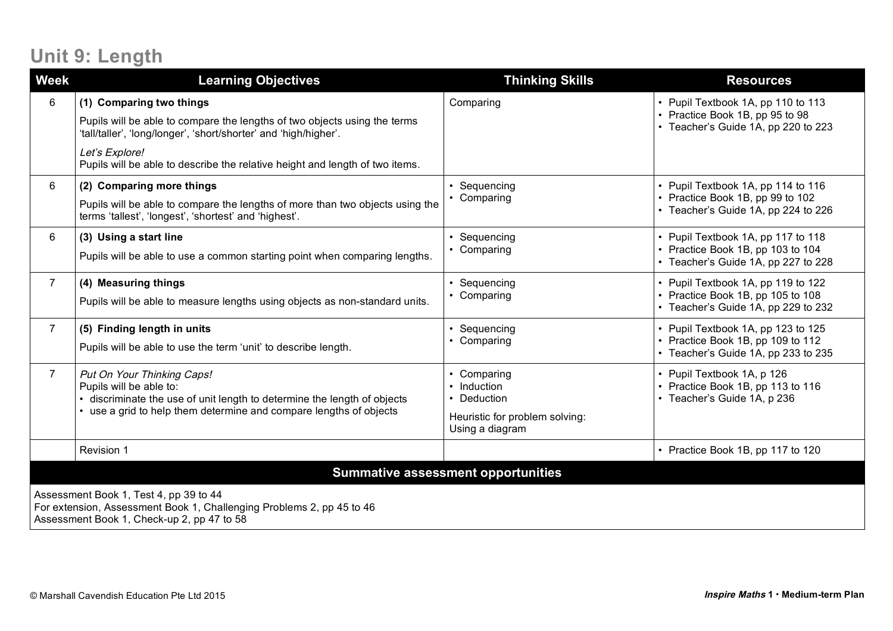# Unit 9: Length

| Week | Learning Objectives | Thinking Skills | Resources |
|---|---|---|---|
| 6 | **(1) Comparing two things**<br>Pupils will be able to compare the lengths of two objects using the terms 'tall/taller', 'long/longer', 'short/shorter' and 'high/higher'.<br>*Let's Explore!*<br>Pupils will be able to describe the relative height and length of two items. | Comparing | • Pupil Textbook 1A, pp 110 to 113<br>• Practice Book 1B, pp 95 to 98<br>• Teacher's Guide 1A, pp 220 to 223 |
| 6 | **(2) Comparing more things**<br>Pupils will be able to compare the lengths of more than two objects using the terms 'tallest', 'longest', 'shortest' and 'highest'. | • Sequencing<br>• Comparing | • Pupil Textbook 1A, pp 114 to 116<br>• Practice Book 1B, pp 99 to 102<br>• Teacher's Guide 1A, pp 224 to 226 |
| 6 | **(3) Using a start line**<br>Pupils will be able to use a common starting point when comparing lengths. | • Sequencing<br>• Comparing | • Pupil Textbook 1A, pp 117 to 118<br>• Practice Book 1B, pp 103 to 104<br>• Teacher's Guide 1A, pp 227 to 228 |
| 7 | **(4) Measuring things**<br>Pupils will be able to measure lengths using objects as non-standard units. | • Sequencing<br>• Comparing | • Pupil Textbook 1A, pp 119 to 122<br>• Practice Book 1B, pp 105 to 108<br>• Teacher's Guide 1A, pp 229 to 232 |
| 7 | **(5) Finding length in units**<br>Pupils will be able to use the term 'unit' to describe length. | • Sequencing<br>• Comparing | • Pupil Textbook 1A, pp 123 to 125<br>• Practice Book 1B, pp 109 to 112<br>• Teacher's Guide 1A, pp 233 to 235 |
| 7 | *Put On Your Thinking Caps!*<br>Pupils will be able to:<br>• discriminate the use of unit length to determine the length of objects<br>• use a grid to help them determine and compare lengths of objects | • Comparing<br>• Induction<br>• Deduction<br>Heuristic for problem solving:<br>Using a diagram | • Pupil Textbook 1A, p 126<br>• Practice Book 1B, pp 113 to 116<br>• Teacher's Guide 1A, p 236 |
| | Revision 1 | | • Practice Book 1B, pp 117 to 120 |

**Summative assessment opportunities**

Assessment Book 1, Test 4, pp 39 to 44
For extension, Assessment Book 1, Challenging Problems 2, pp 45 to 46
Assessment Book 1, Check-up 2, pp 47 to 58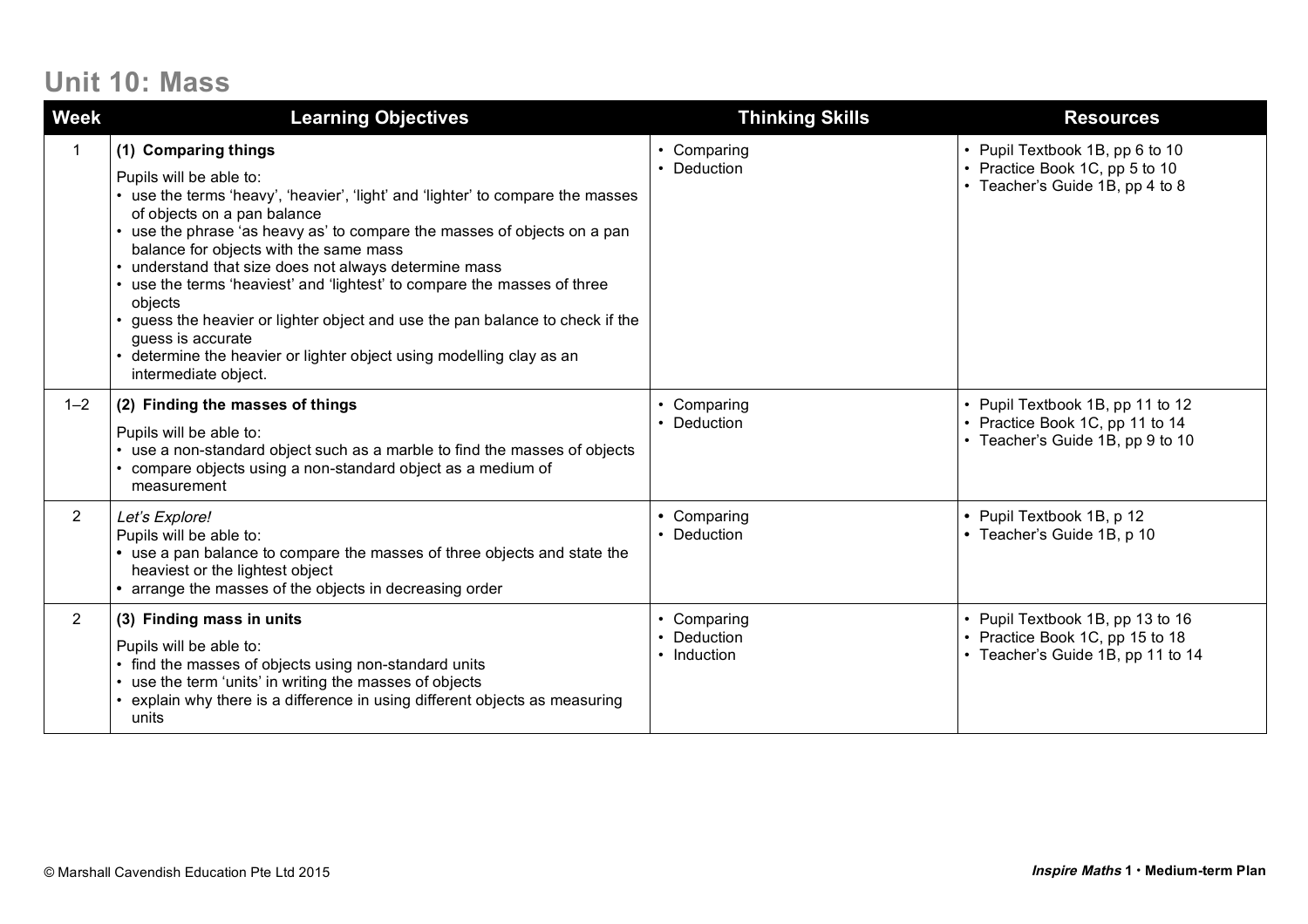# Unit 10: Mass

| Week | Learning Objectives | Thinking Skills | Resources |
|---|---|---|---|
| 1 | **(1) Comparing things**<br><br>Pupils will be able to:<br>• use the terms 'heavy', 'heavier', 'light' and 'lighter' to compare the masses of objects on a pan balance<br>• use the phrase 'as heavy as' to compare the masses of objects on a pan balance for objects with the same mass<br>• understand that size does not always determine mass<br>• use the terms 'heaviest' and 'lightest' to compare the masses of three objects<br>• guess the heavier or lighter object and use the pan balance to check if the guess is accurate<br>• determine the heavier or lighter object using modelling clay as an intermediate object. | • Comparing<br>• Deduction | • Pupil Textbook 1B, pp 6 to 10<br>• Practice Book 1C, pp 5 to 10<br>• Teacher's Guide 1B, pp 4 to 8 |
| 1–2 | **(2) Finding the masses of things**<br><br>Pupils will be able to:<br>• use a non-standard object such as a marble to find the masses of objects<br>• compare objects using a non-standard object as a medium of measurement | • Comparing<br>• Deduction | • Pupil Textbook 1B, pp 11 to 12<br>• Practice Book 1C, pp 11 to 14<br>• Teacher's Guide 1B, pp 9 to 10 |
| 2 | *Let's Explore!*<br>Pupils will be able to:<br>• use a pan balance to compare the masses of three objects and state the heaviest or the lightest object<br>• arrange the masses of the objects in decreasing order | • Comparing<br>• Deduction | • Pupil Textbook 1B, p 12<br>• Teacher's Guide 1B, p 10 |
| 2 | **(3) Finding mass in units**<br><br>Pupils will be able to:<br>• find the masses of objects using non-standard units<br>• use the term 'units' in writing the masses of objects<br>• explain why there is a difference in using different objects as measuring units | • Comparing<br>• Deduction<br>• Induction | • Pupil Textbook 1B, pp 13 to 16<br>• Practice Book 1C, pp 15 to 18<br>• Teacher's Guide 1B, pp 11 to 14 |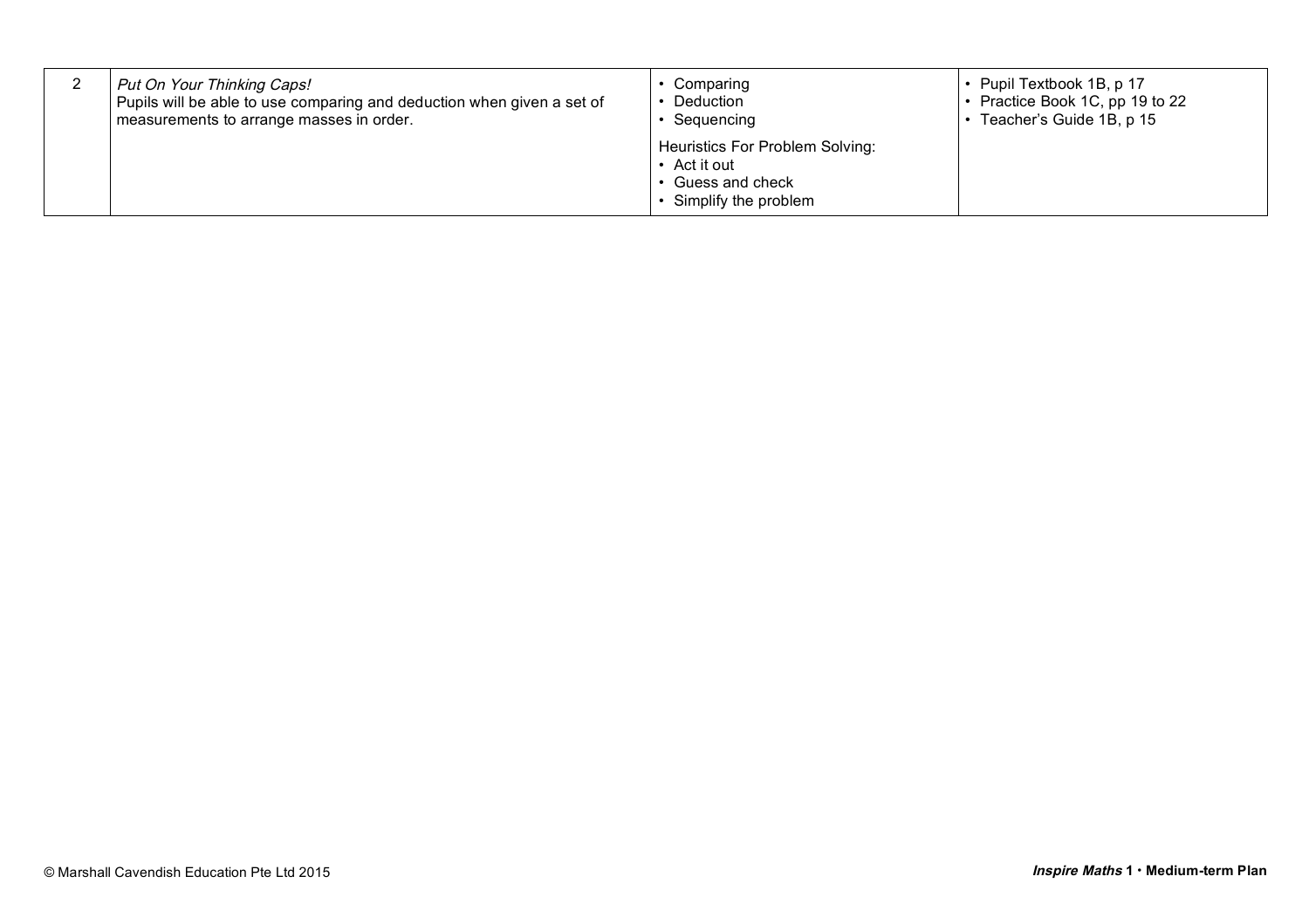| 2 | *Put On Your Thinking Caps!*<br>Pupils will be able to use comparing and deduction when given a set of measurements to arrange masses in order. | • Comparing<br>• Deduction<br>• Sequencing<br><br>Heuristics For Problem Solving:<br>• Act it out<br>• Guess and check<br>• Simplify the problem | • Pupil Textbook 1B, p 17<br>• Practice Book 1C, pp 19 to 22<br>• Teacher's Guide 1B, p 15 |
|---|---|---|---|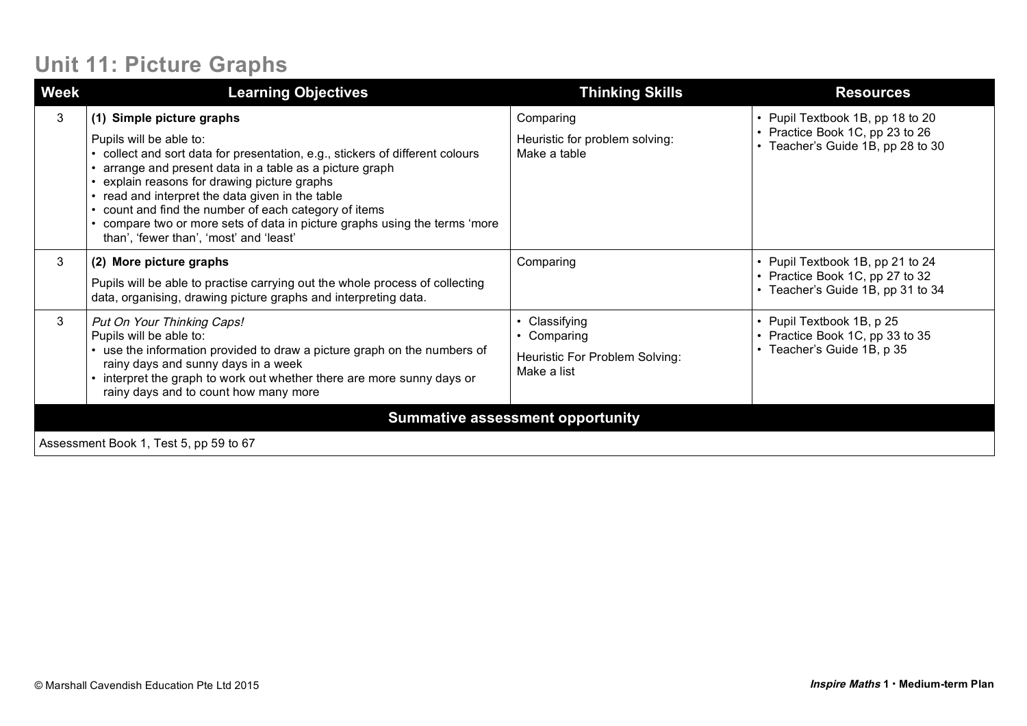# Unit 11: Picture Graphs

| Week | Learning Objectives | Thinking Skills | Resources |
|---|---|---|---|
| 3 | **(1) Simple picture graphs**<br>Pupils will be able to:<br>• collect and sort data for presentation, e.g., stickers of different colours<br>• arrange and present data in a table as a picture graph<br>• explain reasons for drawing picture graphs<br>• read and interpret the data given in the table<br>• count and find the number of each category of items<br>• compare two or more sets of data in picture graphs using the terms 'more than', 'fewer than', 'most' and 'least' | Comparing<br>Heuristic for problem solving: Make a table | • Pupil Textbook 1B, pp 18 to 20<br>• Practice Book 1C, pp 23 to 26<br>• Teacher's Guide 1B, pp 28 to 30 |
| 3 | **(2) More picture graphs**<br>Pupils will be able to practise carrying out the whole process of collecting data, organising, drawing picture graphs and interpreting data. | Comparing | • Pupil Textbook 1B, pp 21 to 24<br>• Practice Book 1C, pp 27 to 32<br>• Teacher's Guide 1B, pp 31 to 34 |
| 3 | *Put On Your Thinking Caps!*<br>Pupils will be able to:<br>• use the information provided to draw a picture graph on the numbers of rainy days and sunny days in a week<br>• interpret the graph to work out whether there are more sunny days or rainy days and to count how many more | • Classifying<br>• Comparing<br>Heuristic For Problem Solving: Make a list | • Pupil Textbook 1B, p 25<br>• Practice Book 1C, pp 33 to 35<br>• Teacher's Guide 1B, p 35 |
| **Summative assessment opportunity** | | | |
| Assessment Book 1, Test 5, pp 59 to 67 | | | |

© Marshall Cavendish Education Pte Ltd 2015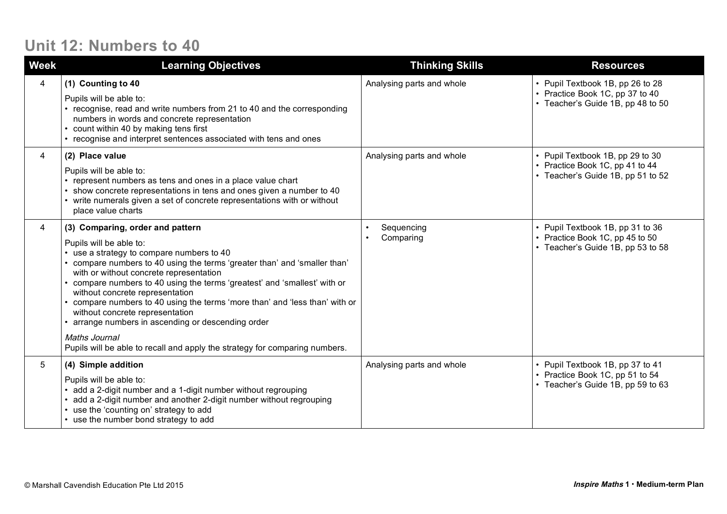## Unit 12: Numbers to 40

| Week | Learning Objectives | Thinking Skills | Resources |
|---|---|---|---|
| 4 | **(1) Counting to 40**<br>Pupils will be able to:<br>• recognise, read and write numbers from 21 to 40 and the corresponding numbers in words and concrete representation<br>• count within 40 by making tens first<br>• recognise and interpret sentences associated with tens and ones | Analysing parts and whole | • Pupil Textbook 1B, pp 26 to 28<br>• Practice Book 1C, pp 37 to 40<br>• Teacher's Guide 1B, pp 48 to 50 |
| 4 | **(2) Place value**<br>Pupils will be able to:<br>• represent numbers as tens and ones in a place value chart<br>• show concrete representations in tens and ones given a number to 40<br>• write numerals given a set of concrete representations with or without place value charts | Analysing parts and whole | • Pupil Textbook 1B, pp 29 to 30<br>• Practice Book 1C, pp 41 to 44<br>• Teacher's Guide 1B, pp 51 to 52 |
| 4 | **(3) Comparing, order and pattern**<br>Pupils will be able to:<br>• use a strategy to compare numbers to 40<br>• compare numbers to 40 using the terms 'greater than' and 'smaller than' with or without concrete representation<br>• compare numbers to 40 using the terms 'greatest' and 'smallest' with or without concrete representation<br>• compare numbers to 40 using the terms 'more than' and 'less than' with or without concrete representation<br>• arrange numbers in ascending or descending order<br>*Maths Journal*<br>Pupils will be able to recall and apply the strategy for comparing numbers. | • Sequencing<br>• Comparing | • Pupil Textbook 1B, pp 31 to 36<br>• Practice Book 1C, pp 45 to 50<br>• Teacher's Guide 1B, pp 53 to 58 |
| 5 | **(4) Simple addition**<br>Pupils will be able to:<br>• add a 2-digit number and a 1-digit number without regrouping<br>• add a 2-digit number and another 2-digit number without regrouping<br>• use the 'counting on' strategy to add<br>• use the number bond strategy to add | Analysing parts and whole | • Pupil Textbook 1B, pp 37 to 41<br>• Practice Book 1C, pp 51 to 54<br>• Teacher's Guide 1B, pp 59 to 63 |

© Marshall Cavendish Education Pte Ltd 2015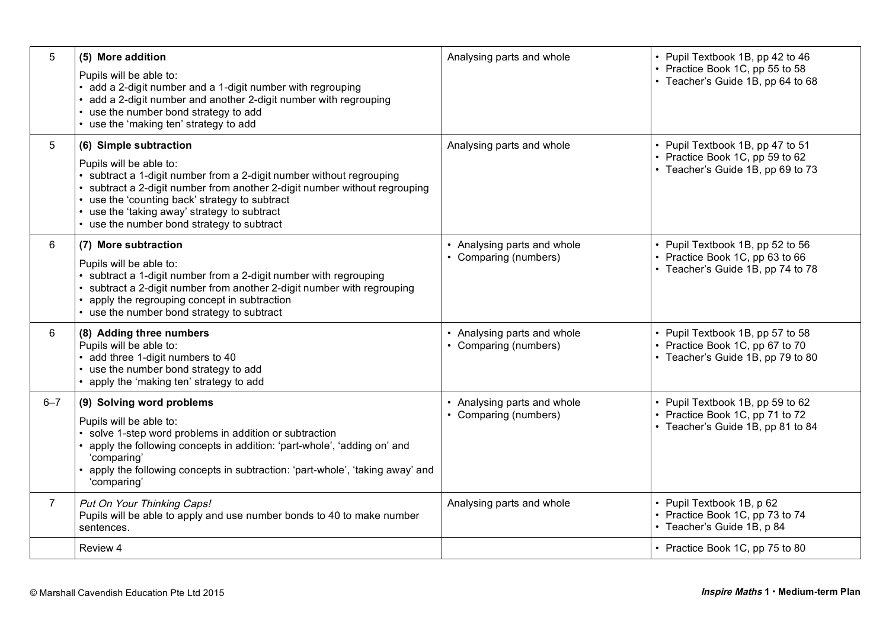| | | | |
|---|---|---|---|
| 5 | **(5) More addition**<br>Pupils will be able to:<br>• add a 2-digit number and a 1-digit number with regrouping<br>• add a 2-digit number and another 2-digit number with regrouping<br>• use the number bond strategy to add<br>• use the 'making ten' strategy to add | Analysing parts and whole | • Pupil Textbook 1B, pp 42 to 46<br>• Practice Book 1C, pp 55 to 58<br>• Teacher's Guide 1B, pp 64 to 68 |
| 5 | **(6) Simple subtraction**<br>Pupils will be able to:<br>• subtract a 1-digit number from a 2-digit number without regrouping<br>• subtract a 2-digit number from another 2-digit number without regrouping<br>• use the 'counting back' strategy to subtract<br>• use the 'taking away' strategy to subtract<br>• use the number bond strategy to subtract | Analysing parts and whole | • Pupil Textbook 1B, pp 47 to 51<br>• Practice Book 1C, pp 59 to 62<br>• Teacher's Guide 1B, pp 69 to 73 |
| 6 | **(7) More subtraction**<br>Pupils will be able to:<br>• subtract a 1-digit number from a 2-digit number with regrouping<br>• subtract a 2-digit number from another 2-digit number with regrouping<br>• apply the regrouping concept in subtraction<br>• use the number bond strategy to subtract | • Analysing parts and whole<br>• Comparing (numbers) | • Pupil Textbook 1B, pp 52 to 56<br>• Practice Book 1C, pp 63 to 66<br>• Teacher's Guide 1B, pp 74 to 78 |
| 6 | **(8) Adding three numbers**<br>Pupils will be able to:<br>• add three 1-digit numbers to 40<br>• use the number bond strategy to add<br>• apply the 'making ten' strategy to add | • Analysing parts and whole<br>• Comparing (numbers) | • Pupil Textbook 1B, pp 57 to 58<br>• Practice Book 1C, pp 67 to 70<br>• Teacher's Guide 1B, pp 79 to 80 |
| 6–7 | **(9) Solving word problems**<br>Pupils will be able to:<br>• solve 1-step word problems in addition or subtraction<br>• apply the following concepts in addition: 'part-whole', 'adding on' and 'comparing'<br>• apply the following concepts in subtraction: 'part-whole', 'taking away' and 'comparing' | • Analysing parts and whole<br>• Comparing (numbers) | • Pupil Textbook 1B, pp 59 to 62<br>• Practice Book 1C, pp 71 to 72<br>• Teacher's Guide 1B, pp 81 to 84 |
| 7 | *Put On Your Thinking Caps!*<br>Pupils will be able to apply and use number bonds to 40 to make number sentences. | Analysing parts and whole | • Pupil Textbook 1B, p 62<br>• Practice Book 1C, pp 73 to 74<br>• Teacher's Guide 1B, p 84 |
| | Review 4 | | • Practice Book 1C, pp 75 to 80 |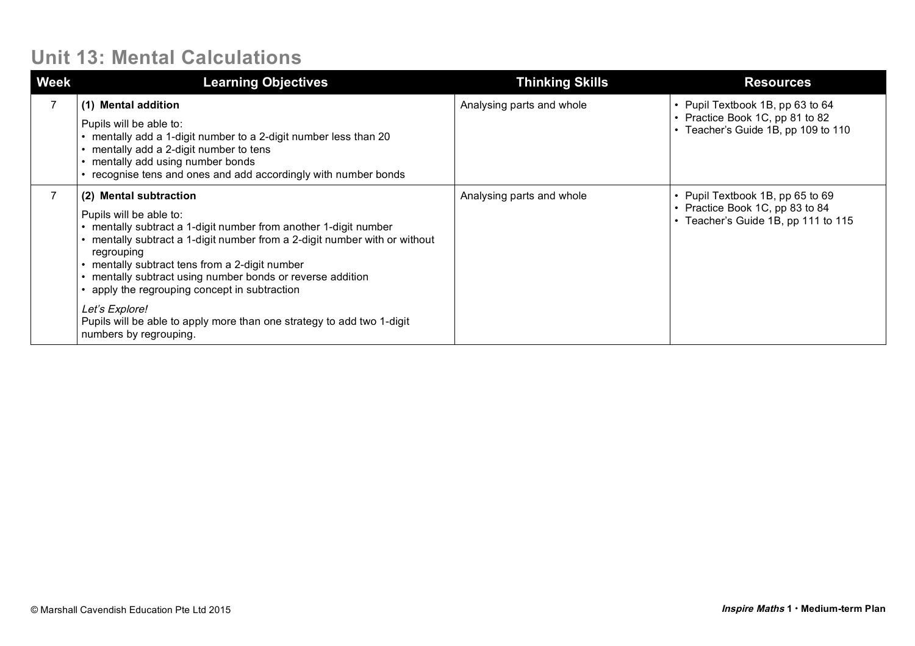# Unit 13: Mental Calculations

| Week | Learning Objectives | Thinking Skills | Resources |
|---|---|---|---|
| 7 | **(1) Mental addition**<br><br>Pupils will be able to:<br>• mentally add a 1-digit number to a 2-digit number less than 20<br>• mentally add a 2-digit number to tens<br>• mentally add using number bonds<br>• recognise tens and ones and add accordingly with number bonds | Analysing parts and whole | • Pupil Textbook 1B, pp 63 to 64<br>• Practice Book 1C, pp 81 to 82<br>• Teacher's Guide 1B, pp 109 to 110 |
| 7 | **(2) Mental subtraction**<br><br>Pupils will be able to:<br>• mentally subtract a 1-digit number from another 1-digit number<br>• mentally subtract a 1-digit number from a 2-digit number with or without regrouping<br>• mentally subtract tens from a 2-digit number<br>• mentally subtract using number bonds or reverse addition<br>• apply the regrouping concept in subtraction<br><br>*Let's Explore!*<br>Pupils will be able to apply more than one strategy to add two 1-digit numbers by regrouping. | Analysing parts and whole | • Pupil Textbook 1B, pp 65 to 69<br>• Practice Book 1C, pp 83 to 84<br>• Teacher's Guide 1B, pp 111 to 115 |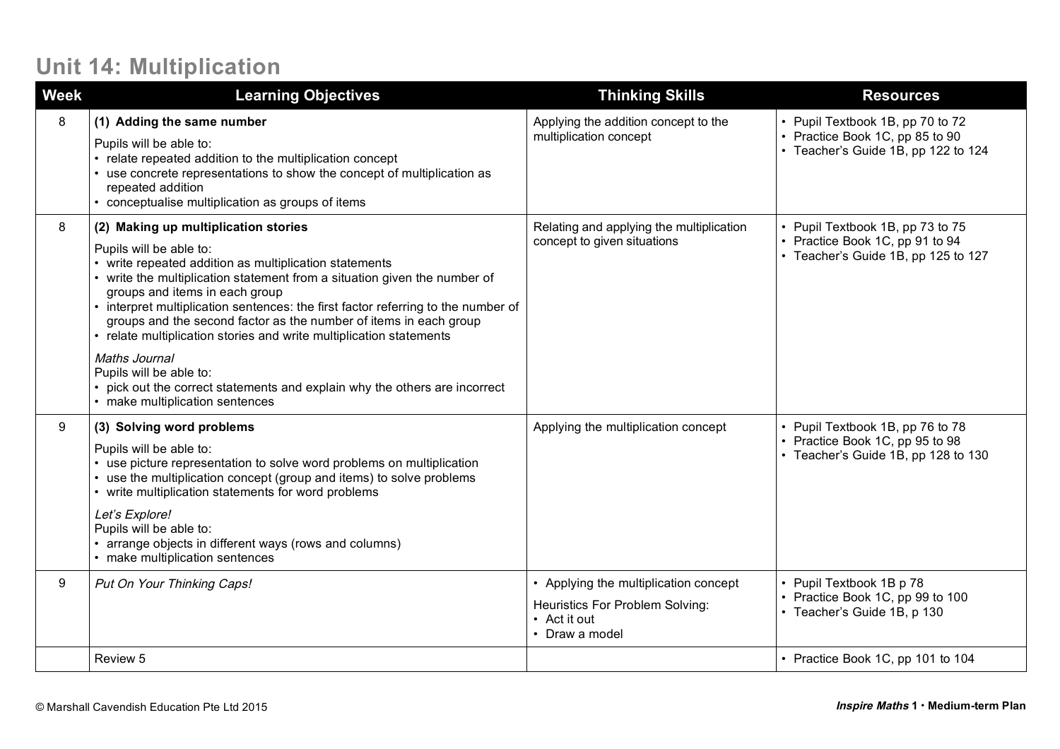# Unit 14: Multiplication

| Week | Learning Objectives | Thinking Skills | Resources |
|---|---|---|---|
| 8 | **(1) Adding the same number**<br>Pupils will be able to:<br>• relate repeated addition to the multiplication concept<br>• use concrete representations to show the concept of multiplication as repeated addition<br>• conceptualise multiplication as groups of items | Applying the addition concept to the multiplication concept | • Pupil Textbook 1B, pp 70 to 72<br>• Practice Book 1C, pp 85 to 90<br>• Teacher's Guide 1B, pp 122 to 124 |
| 8 | **(2) Making up multiplication stories**<br>Pupils will be able to:<br>• write repeated addition as multiplication statements<br>• write the multiplication statement from a situation given the number of groups and items in each group<br>• interpret multiplication sentences: the first factor referring to the number of groups and the second factor as the number of items in each group<br>• relate multiplication stories and write multiplication statements<br>*Maths Journal*<br>Pupils will be able to:<br>• pick out the correct statements and explain why the others are incorrect<br>• make multiplication sentences | Relating and applying the multiplication concept to given situations | • Pupil Textbook 1B, pp 73 to 75<br>• Practice Book 1C, pp 91 to 94<br>• Teacher's Guide 1B, pp 125 to 127 |
| 9 | **(3) Solving word problems**<br>Pupils will be able to:<br>• use picture representation to solve word problems on multiplication<br>• use the multiplication concept (group and items) to solve problems<br>• write multiplication statements for word problems<br>*Let's Explore!*<br>Pupils will be able to:<br>• arrange objects in different ways (rows and columns)<br>• make multiplication sentences | Applying the multiplication concept | • Pupil Textbook 1B, pp 76 to 78<br>• Practice Book 1C, pp 95 to 98<br>• Teacher's Guide 1B, pp 128 to 130 |
| 9 | *Put On Your Thinking Caps!* | • Applying the multiplication concept<br>Heuristics For Problem Solving:<br>• Act it out<br>• Draw a model | • Pupil Textbook 1B p 78<br>• Practice Book 1C, pp 99 to 100<br>• Teacher's Guide 1B, p 130 |
| | Review 5 | | • Practice Book 1C, pp 101 to 104 |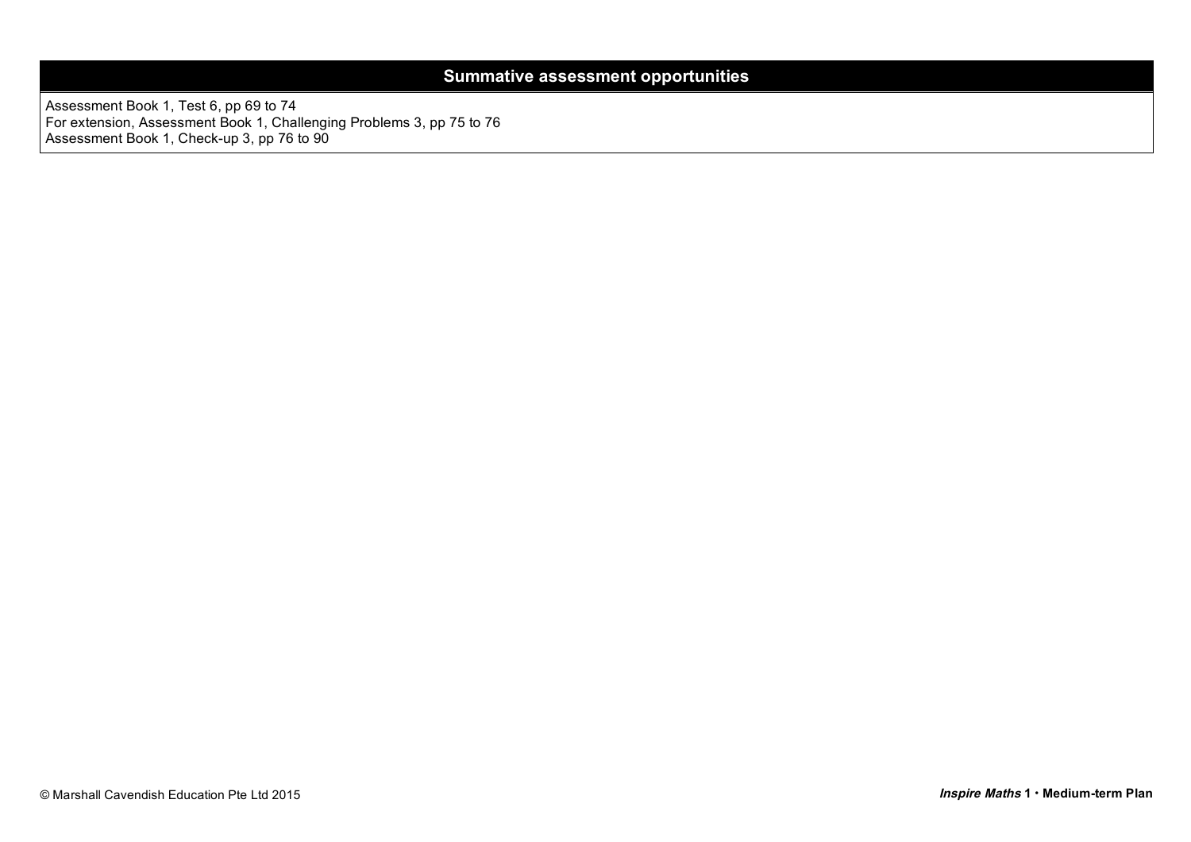| Summative assessment opportunities |
| --- |
| Assessment Book 1, Test 6, pp 69 to 74<br>For extension, Assessment Book 1, Challenging Problems 3, pp 75 to 76<br>Assessment Book 1, Check-up 3, pp 76 to 90 |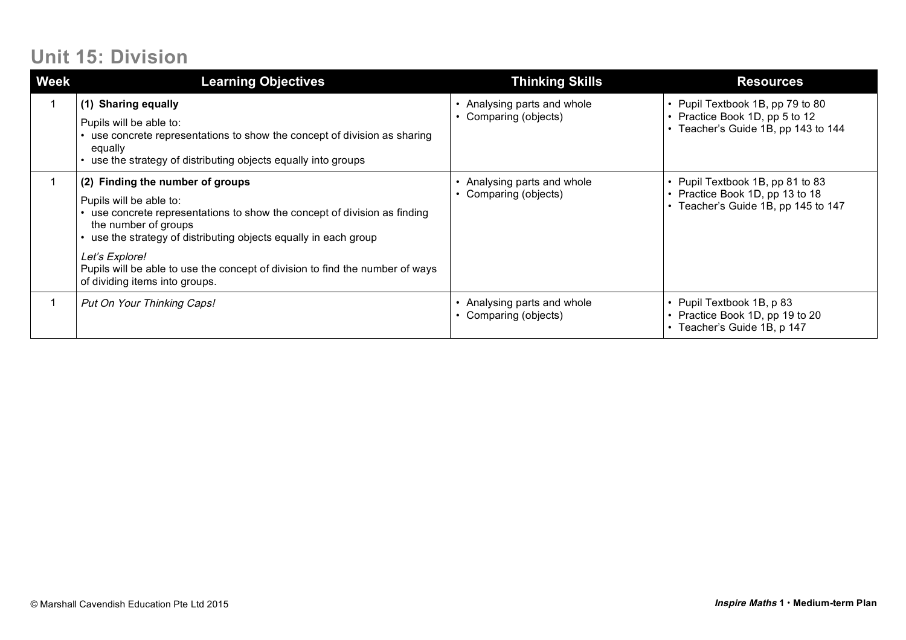# Unit 15: Division

| Week | Learning Objectives | Thinking Skills | Resources |
|---|---|---|---|
| 1 | **(1) Sharing equally**<br>Pupils will be able to:<br>• use concrete representations to show the concept of division as sharing equally<br>• use the strategy of distributing objects equally into groups | • Analysing parts and whole<br>• Comparing (objects) | • Pupil Textbook 1B, pp 79 to 80<br>• Practice Book 1D, pp 5 to 12<br>• Teacher's Guide 1B, pp 143 to 144 |
| 1 | **(2) Finding the number of groups**<br>Pupils will be able to:<br>• use concrete representations to show the concept of division as finding the number of groups<br>• use the strategy of distributing objects equally in each group<br>*Let's Explore!*<br>Pupils will be able to use the concept of division to find the number of ways of dividing items into groups. | • Analysing parts and whole<br>• Comparing (objects) | • Pupil Textbook 1B, pp 81 to 83<br>• Practice Book 1D, pp 13 to 18<br>• Teacher's Guide 1B, pp 145 to 147 |
| 1 | *Put On Your Thinking Caps!* | • Analysing parts and whole<br>• Comparing (objects) | • Pupil Textbook 1B, p 83<br>• Practice Book 1D, pp 19 to 20<br>• Teacher's Guide 1B, p 147 |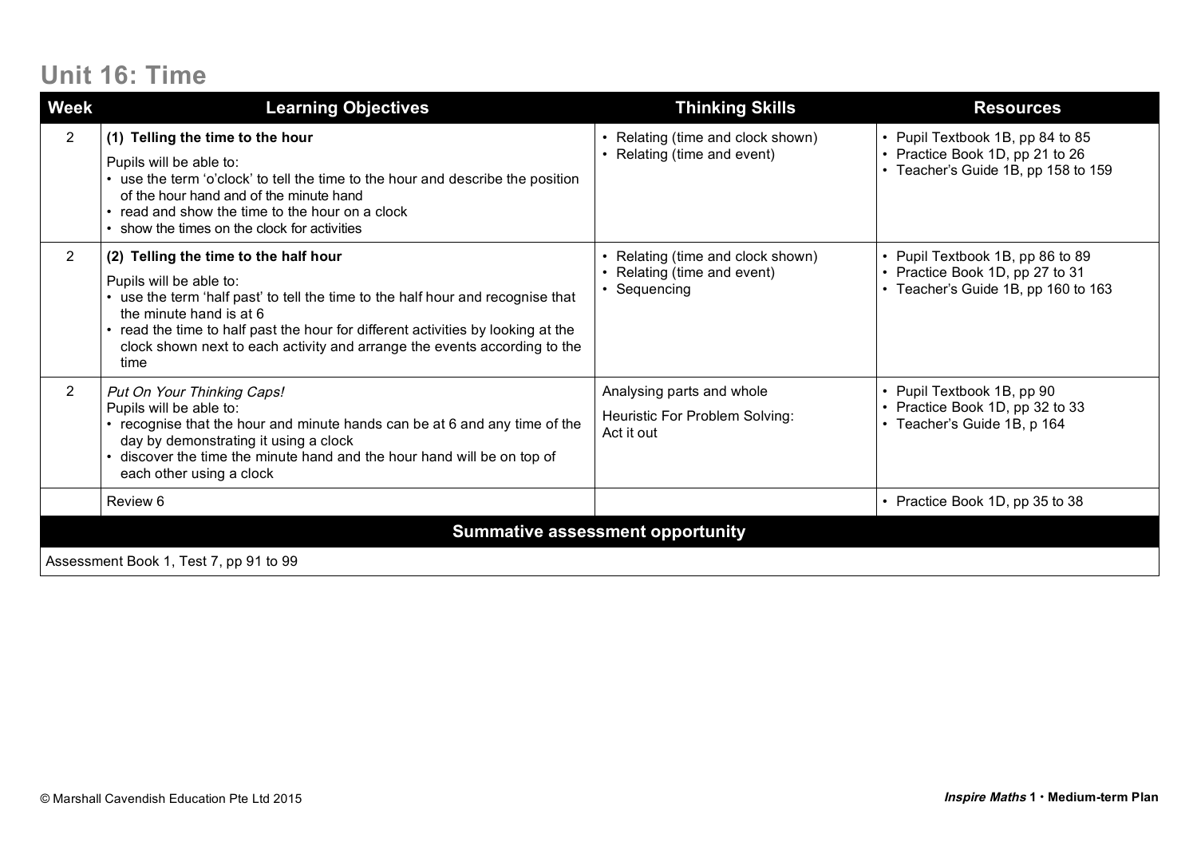# Unit 16: Time

| Week | Learning Objectives | Thinking Skills | Resources |
|---|---|---|---|
| 2 | **(1) Telling the time to the hour**<br>Pupils will be able to:<br>• use the term 'o'clock' to tell the time to the hour and describe the position of the hour hand and of the minute hand<br>• read and show the time to the hour on a clock<br>• show the times on the clock for activities | • Relating (time and clock shown)<br>• Relating (time and event) | • Pupil Textbook 1B, pp 84 to 85<br>• Practice Book 1D, pp 21 to 26<br>• Teacher's Guide 1B, pp 158 to 159 |
| 2 | **(2) Telling the time to the half hour**<br>Pupils will be able to:<br>• use the term 'half past' to tell the time to the half hour and recognise that the minute hand is at 6<br>• read the time to half past the hour for different activities by looking at the clock shown next to each activity and arrange the events according to the time | • Relating (time and clock shown)<br>• Relating (time and event)<br>• Sequencing | • Pupil Textbook 1B, pp 86 to 89<br>• Practice Book 1D, pp 27 to 31<br>• Teacher's Guide 1B, pp 160 to 163 |
| 2 | *Put On Your Thinking Caps!*<br>Pupils will be able to:<br>• recognise that the hour and minute hands can be at 6 and any time of the day by demonstrating it using a clock<br>• discover the time the minute hand and the hour hand will be on top of each other using a clock | Analysing parts and whole<br>Heuristic For Problem Solving:<br>Act it out | • Pupil Textbook 1B, pp 90<br>• Practice Book 1D, pp 32 to 33<br>• Teacher's Guide 1B, p 164 |
| | Review 6 | | • Practice Book 1D, pp 35 to 38 |
| **Summative assessment opportunity** | | | |
| Assessment Book 1, Test 7, pp 91 to 99 | | | |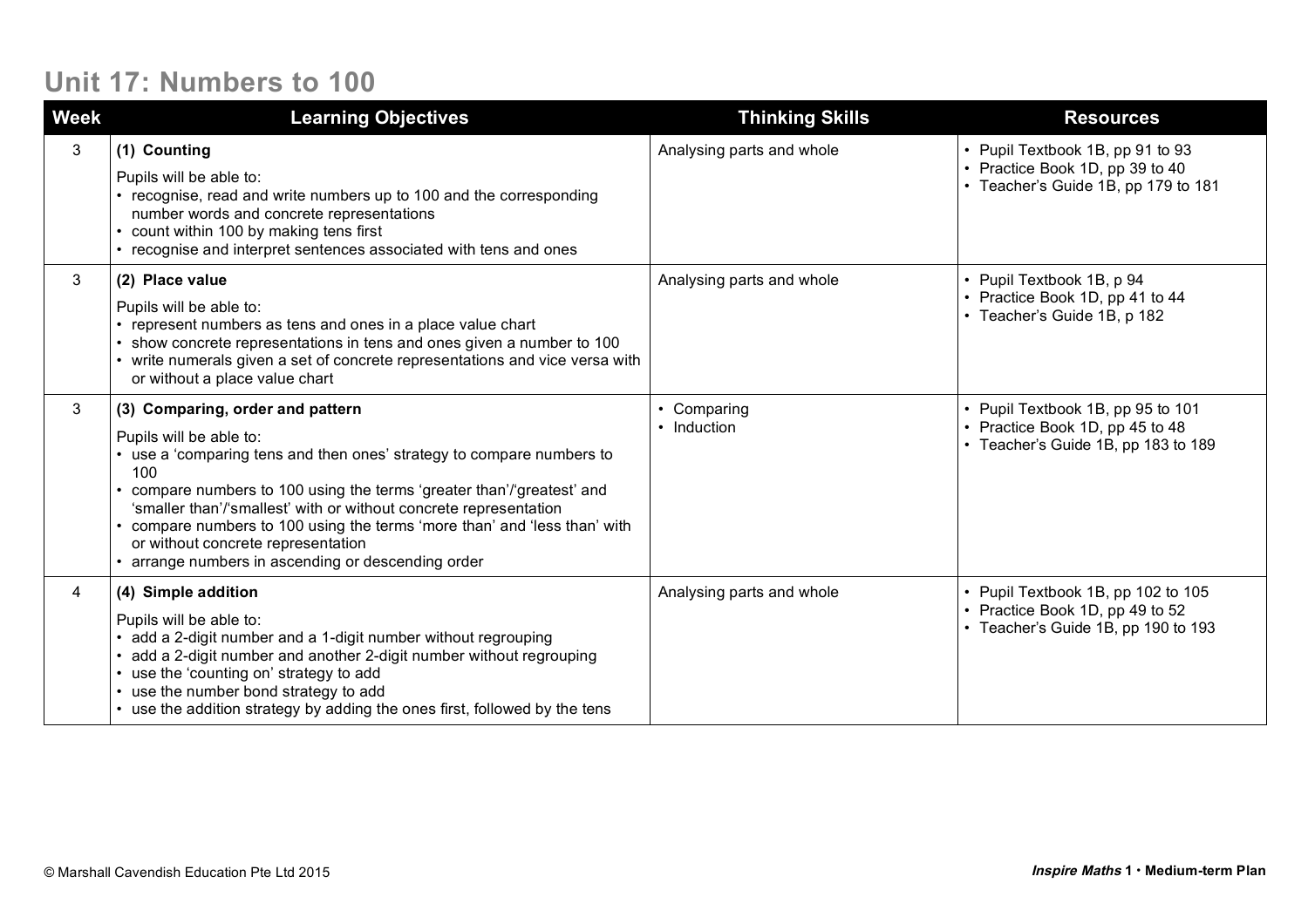# Unit 17: Numbers to 100

| Week | Learning Objectives | Thinking Skills | Resources |
|---|---|---|---|
| 3 | **(1) Counting**<br>Pupils will be able to:<br>• recognise, read and write numbers up to 100 and the corresponding number words and concrete representations<br>• count within 100 by making tens first<br>• recognise and interpret sentences associated with tens and ones | Analysing parts and whole | • Pupil Textbook 1B, pp 91 to 93<br>• Practice Book 1D, pp 39 to 40<br>• Teacher's Guide 1B, pp 179 to 181 |
| 3 | **(2) Place value**<br>Pupils will be able to:<br>• represent numbers as tens and ones in a place value chart<br>• show concrete representations in tens and ones given a number to 100<br>• write numerals given a set of concrete representations and vice versa with or without a place value chart | Analysing parts and whole | • Pupil Textbook 1B, p 94<br>• Practice Book 1D, pp 41 to 44<br>• Teacher's Guide 1B, p 182 |
| 3 | **(3) Comparing, order and pattern**<br>Pupils will be able to:<br>• use a 'comparing tens and then ones' strategy to compare numbers to 100<br>• compare numbers to 100 using the terms 'greater than'/'greatest' and 'smaller than'/'smallest' with or without concrete representation<br>• compare numbers to 100 using the terms 'more than' and 'less than' with or without concrete representation<br>• arrange numbers in ascending or descending order | • Comparing<br>• Induction | • Pupil Textbook 1B, pp 95 to 101<br>• Practice Book 1D, pp 45 to 48<br>• Teacher's Guide 1B, pp 183 to 189 |
| 4 | **(4) Simple addition**<br>Pupils will be able to:<br>• add a 2-digit number and a 1-digit number without regrouping<br>• add a 2-digit number and another 2-digit number without regrouping<br>• use the 'counting on' strategy to add<br>• use the number bond strategy to add<br>• use the addition strategy by adding the ones first, followed by the tens | Analysing parts and whole | • Pupil Textbook 1B, pp 102 to 105<br>• Practice Book 1D, pp 49 to 52<br>• Teacher's Guide 1B, pp 190 to 193 |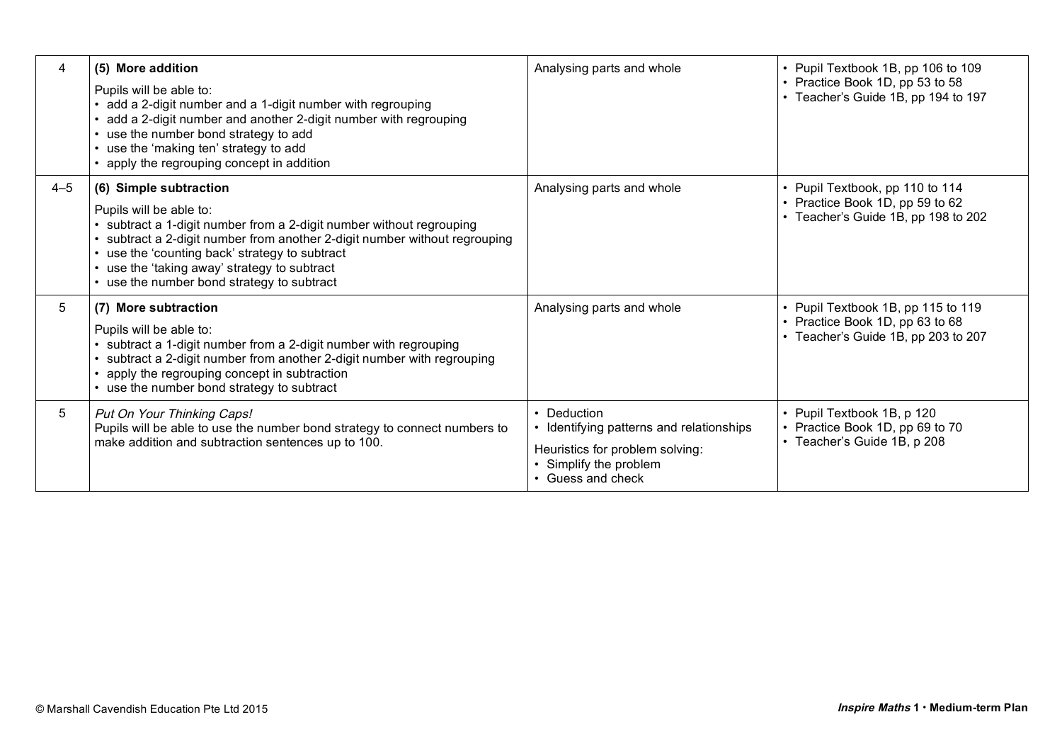| | | | |
|---|---|---|---|
| 4 | **(5) More addition**<br>Pupils will be able to:<br>• add a 2-digit number and a 1-digit number with regrouping<br>• add a 2-digit number and another 2-digit number with regrouping<br>• use the number bond strategy to add<br>• use the 'making ten' strategy to add<br>• apply the regrouping concept in addition | Analysing parts and whole | • Pupil Textbook 1B, pp 106 to 109<br>• Practice Book 1D, pp 53 to 58<br>• Teacher's Guide 1B, pp 194 to 197 |
| 4–5 | **(6) Simple subtraction**<br>Pupils will be able to:<br>• subtract a 1-digit number from a 2-digit number without regrouping<br>• subtract a 2-digit number from another 2-digit number without regrouping<br>• use the 'counting back' strategy to subtract<br>• use the 'taking away' strategy to subtract<br>• use the number bond strategy to subtract | Analysing parts and whole | • Pupil Textbook, pp 110 to 114<br>• Practice Book 1D, pp 59 to 62<br>• Teacher's Guide 1B, pp 198 to 202 |
| 5 | **(7) More subtraction**<br>Pupils will be able to:<br>• subtract a 1-digit number from a 2-digit number with regrouping<br>• subtract a 2-digit number from another 2-digit number with regrouping<br>• apply the regrouping concept in subtraction<br>• use the number bond strategy to subtract | Analysing parts and whole | • Pupil Textbook 1B, pp 115 to 119<br>• Practice Book 1D, pp 63 to 68<br>• Teacher's Guide 1B, pp 203 to 207 |
| 5 | *Put On Your Thinking Caps!*<br>Pupils will be able to use the number bond strategy to connect numbers to make addition and subtraction sentences up to 100. | • Deduction<br>• Identifying patterns and relationships<br>Heuristics for problem solving:<br>• Simplify the problem<br>• Guess and check | • Pupil Textbook 1B, p 120<br>• Practice Book 1D, pp 69 to 70<br>• Teacher's Guide 1B, p 208 |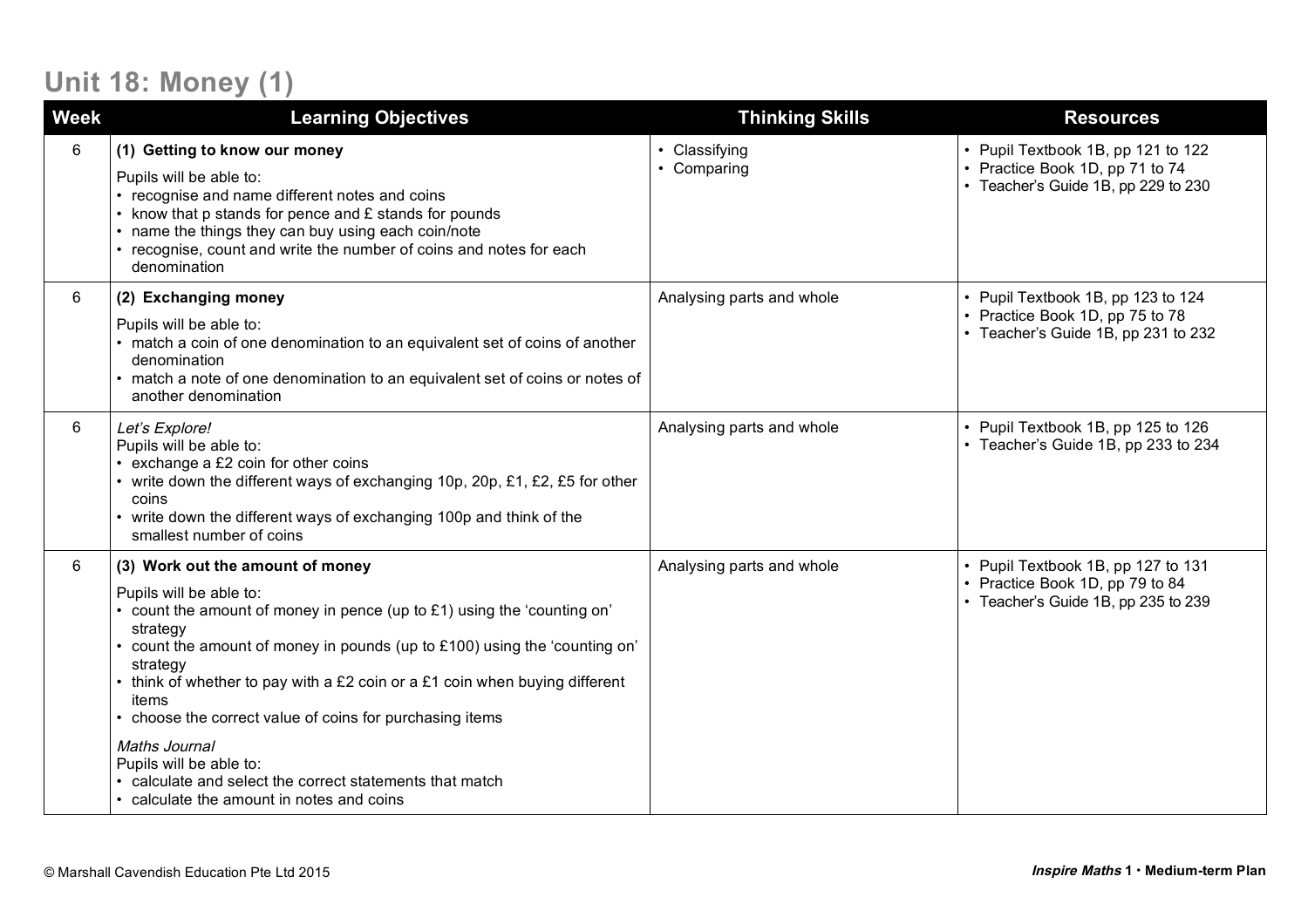# Unit 18: Money (1)

| Week | Learning Objectives | Thinking Skills | Resources |
|---|---|---|---|
| 6 | **(1) Getting to know our money**<br>Pupils will be able to:<br>• recognise and name different notes and coins<br>• know that p stands for pence and £ stands for pounds<br>• name the things they can buy using each coin/note<br>• recognise, count and write the number of coins and notes for each denomination | • Classifying<br>• Comparing | • Pupil Textbook 1B, pp 121 to 122<br>• Practice Book 1D, pp 71 to 74<br>• Teacher's Guide 1B, pp 229 to 230 |
| 6 | **(2) Exchanging money**<br>Pupils will be able to:<br>• match a coin of one denomination to an equivalent set of coins of another denomination<br>• match a note of one denomination to an equivalent set of coins or notes of another denomination | Analysing parts and whole | • Pupil Textbook 1B, pp 123 to 124<br>• Practice Book 1D, pp 75 to 78<br>• Teacher's Guide 1B, pp 231 to 232 |
| 6 | *Let's Explore!*<br>Pupils will be able to:<br>• exchange a £2 coin for other coins<br>• write down the different ways of exchanging 10p, 20p, £1, £2, £5 for other coins<br>• write down the different ways of exchanging 100p and think of the smallest number of coins | Analysing parts and whole | • Pupil Textbook 1B, pp 125 to 126<br>• Teacher's Guide 1B, pp 233 to 234 |
| 6 | **(3) Work out the amount of money**<br>Pupils will be able to:<br>• count the amount of money in pence (up to £1) using the 'counting on' strategy<br>• count the amount of money in pounds (up to £100) using the 'counting on' strategy<br>• think of whether to pay with a £2 coin or a £1 coin when buying different items<br>• choose the correct value of coins for purchasing items<br><br>*Maths Journal*<br>Pupils will be able to:<br>• calculate and select the correct statements that match<br>• calculate the amount in notes and coins | Analysing parts and whole | • Pupil Textbook 1B, pp 127 to 131<br>• Practice Book 1D, pp 79 to 84<br>• Teacher's Guide 1B, pp 235 to 239 |

© Marshall Cavendish Education Pte Ltd 2015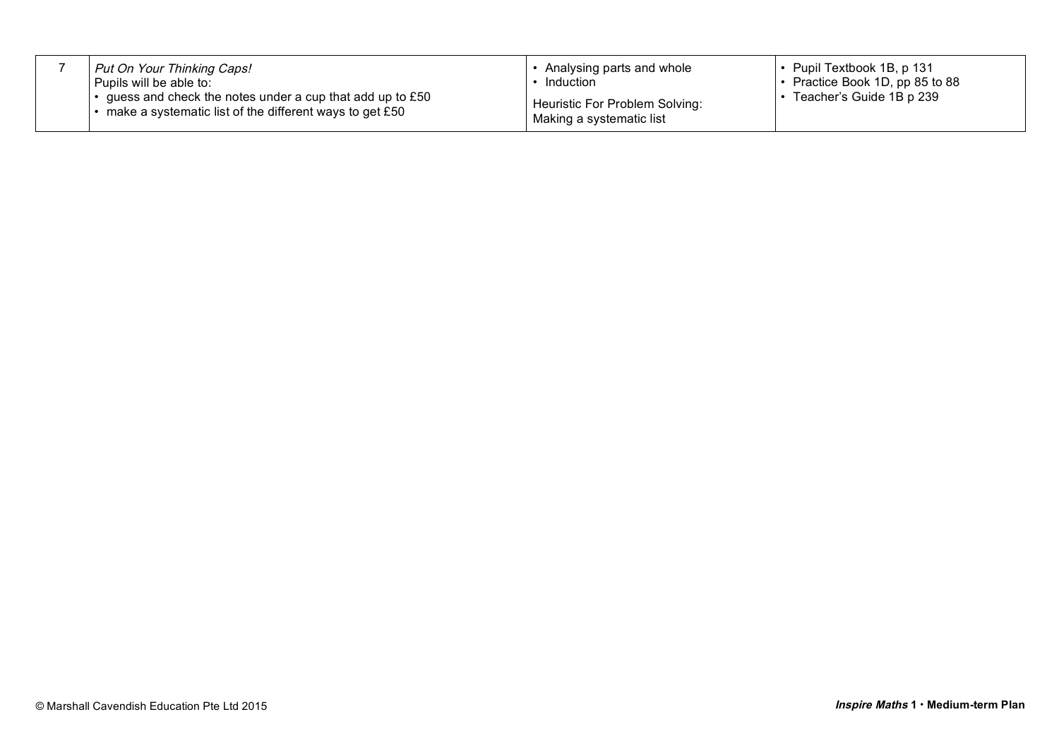| 7 | *Put On Your Thinking Caps!*<br>Pupils will be able to:<br>• guess and check the notes under a cup that add up to £50<br>• make a systematic list of the different ways to get £50 | • Analysing parts and whole<br>• Induction<br>Heuristic For Problem Solving:<br>Making a systematic list | • Pupil Textbook 1B, p 131<br>• Practice Book 1D, pp 85 to 88<br>• Teacher's Guide 1B p 239 |
|---|---|---|---|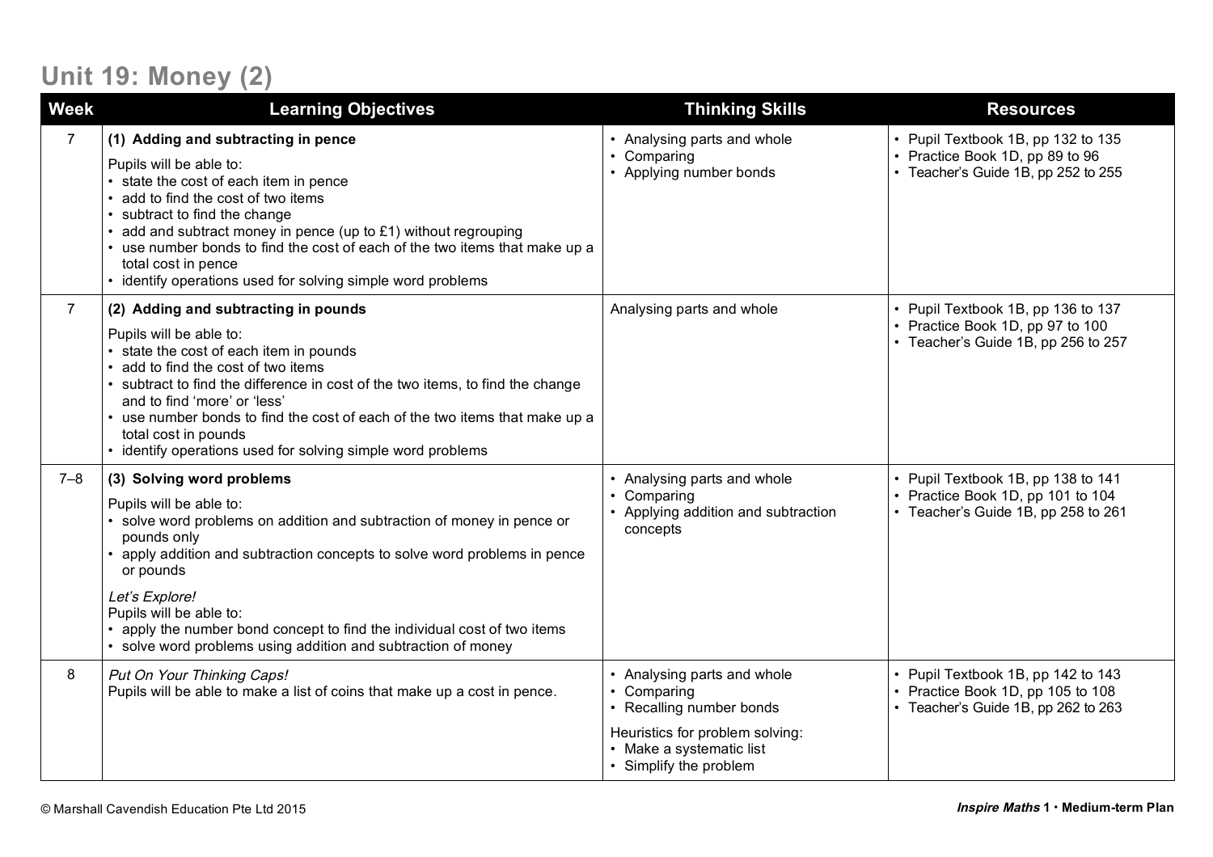## Unit 19: Money (2)

| Week | Learning Objectives | Thinking Skills | Resources |
|---|---|---|---|
| 7 | **(1) Adding and subtracting in pence**<br>Pupils will be able to:<br>• state the cost of each item in pence<br>• add to find the cost of two items<br>• subtract to find the change<br>• add and subtract money in pence (up to £1) without regrouping<br>• use number bonds to find the cost of each of the two items that make up a total cost in pence<br>• identify operations used for solving simple word problems | • Analysing parts and whole<br>• Comparing<br>• Applying number bonds | • Pupil Textbook 1B, pp 132 to 135<br>• Practice Book 1D, pp 89 to 96<br>• Teacher's Guide 1B, pp 252 to 255 |
| 7 | **(2) Adding and subtracting in pounds**<br>Pupils will be able to:<br>• state the cost of each item in pounds<br>• add to find the cost of two items<br>• subtract to find the difference in cost of the two items, to find the change and to find 'more' or 'less'<br>• use number bonds to find the cost of each of the two items that make up a total cost in pounds<br>• identify operations used for solving simple word problems | Analysing parts and whole | • Pupil Textbook 1B, pp 136 to 137<br>• Practice Book 1D, pp 97 to 100<br>• Teacher's Guide 1B, pp 256 to 257 |
| 7–8 | **(3) Solving word problems**<br>Pupils will be able to:<br>• solve word problems on addition and subtraction of money in pence or pounds only<br>• apply addition and subtraction concepts to solve word problems in pence or pounds<br>*Let's Explore!*<br>Pupils will be able to:<br>• apply the number bond concept to find the individual cost of two items<br>• solve word problems using addition and subtraction of money | • Analysing parts and whole<br>• Comparing<br>• Applying addition and subtraction concepts | • Pupil Textbook 1B, pp 138 to 141<br>• Practice Book 1D, pp 101 to 104<br>• Teacher's Guide 1B, pp 258 to 261 |
| 8 | *Put On Your Thinking Caps!*<br>Pupils will be able to make a list of coins that make up a cost in pence. | • Analysing parts and whole<br>• Comparing<br>• Recalling number bonds<br>Heuristics for problem solving:<br>• Make a systematic list<br>• Simplify the problem | • Pupil Textbook 1B, pp 142 to 143<br>• Practice Book 1D, pp 105 to 108<br>• Teacher's Guide 1B, pp 262 to 263 |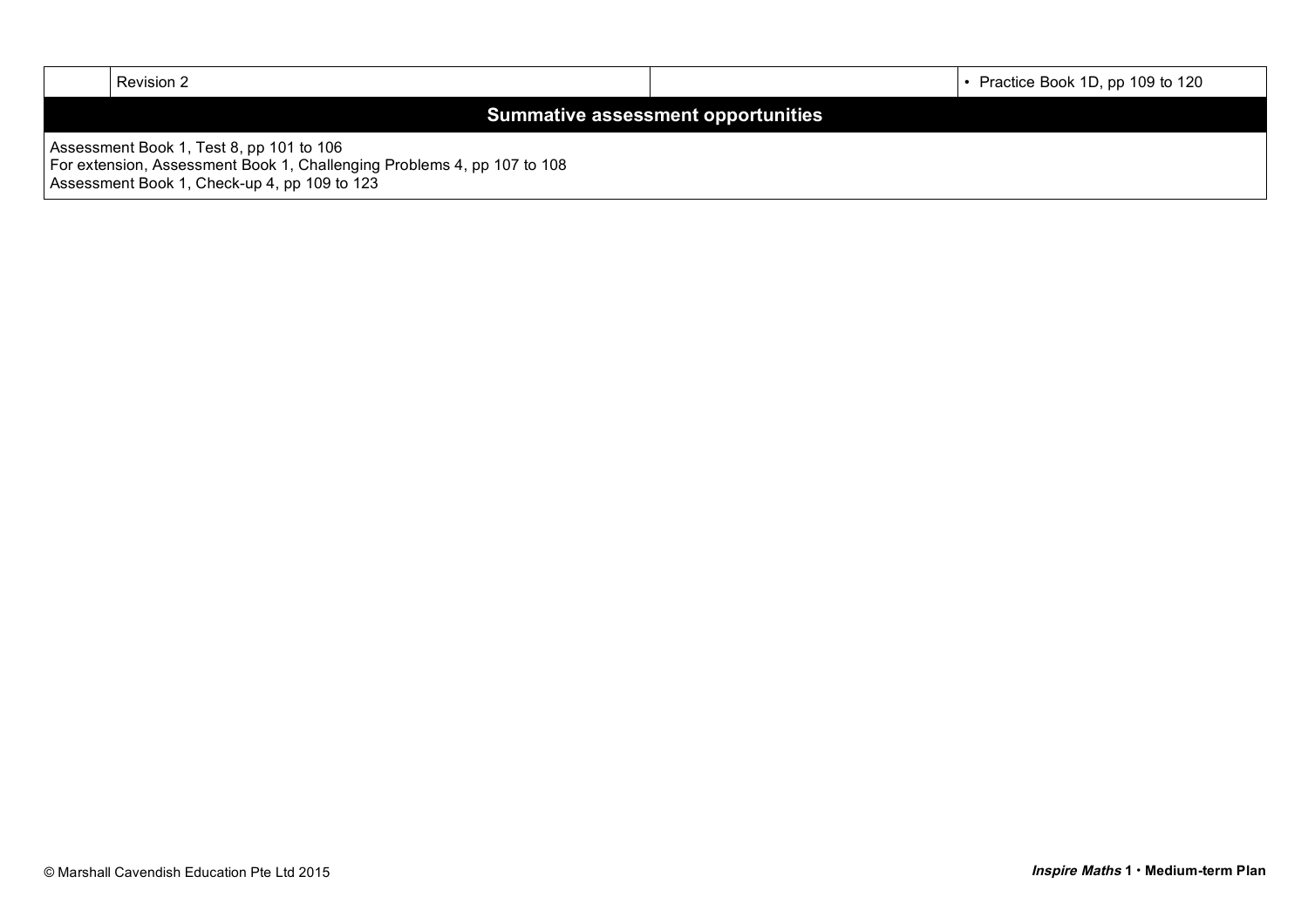| | | | |
|---|---|---|---|
| | Revision 2 | | • Practice Book 1D, pp 109 to 120 |

## Summative assessment opportunities

Assessment Book 1, Test 8, pp 101 to 106
For extension, Assessment Book 1, Challenging Problems 4, pp 107 to 108
Assessment Book 1, Check-up 4, pp 109 to 123